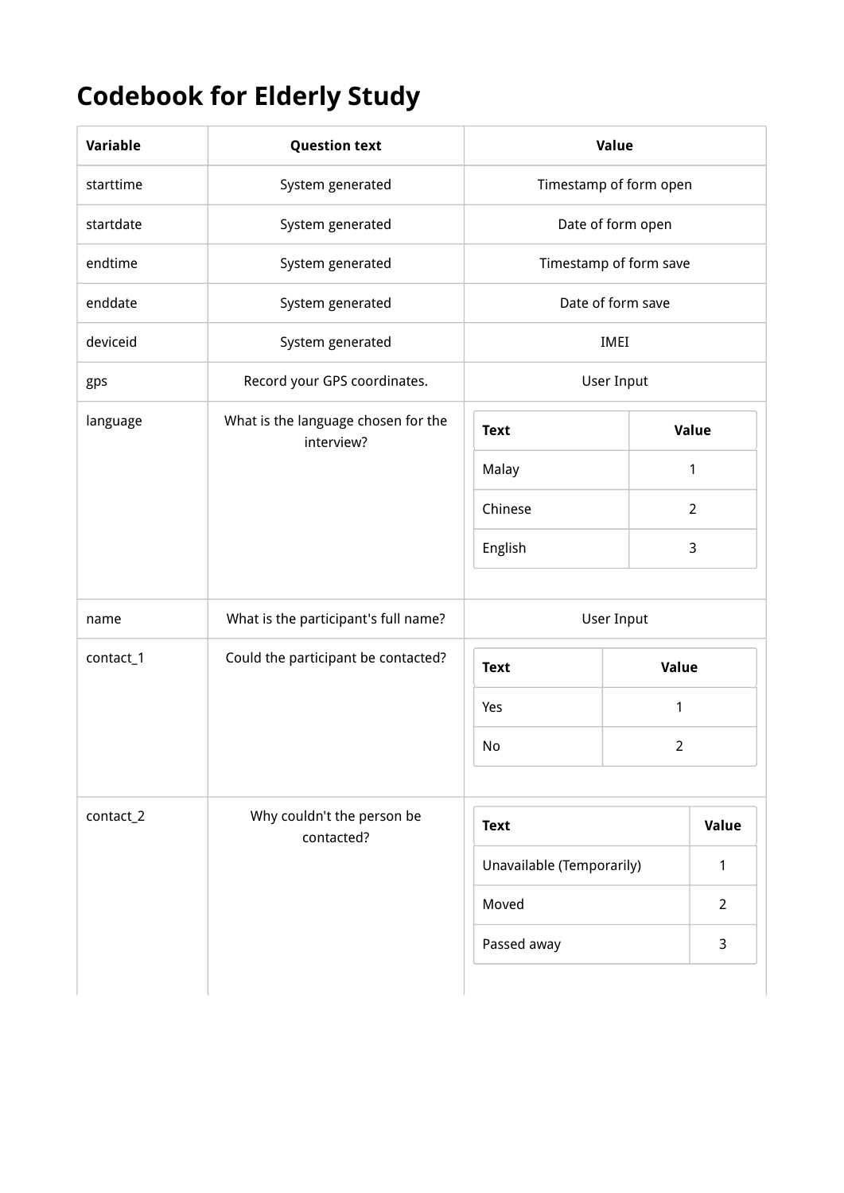# Codebook for Elderly Study

<table>
<tr><th>Variable</th><th>Question text</th><th>Value</th></tr>
<tr><td>starttime</td><td>System generated</td><td>Timestamp of form open</td></tr>
<tr><td>startdate</td><td>System generated</td><td>Date of form open</td></tr>
<tr><td>endtime</td><td>System generated</td><td>Timestamp of form save</td></tr>
<tr><td>enddate</td><td>System generated</td><td>Date of form save</td></tr>
<tr><td>deviceid</td><td>System generated</td><td>IMEI</td></tr>
<tr><td>gps</td><td>Record your GPS coordinates.</td><td>User Input</td></tr>
<tr><td>language</td><td>What is the language chosen for the interview?</td><td>
<table>
<tr><th>Text</th><th>Value</th></tr>
<tr><td>Malay</td><td>1</td></tr>
<tr><td>Chinese</td><td>2</td></tr>
<tr><td>English</td><td>3</td></tr>
</table>
</td></tr>
<tr><td>name</td><td>What is the participant's full name?</td><td>User Input</td></tr>
<tr><td>contact_1</td><td>Could the participant be contacted?</td><td>
<table>
<tr><th>Text</th><th>Value</th></tr>
<tr><td>Yes</td><td>1</td></tr>
<tr><td>No</td><td>2</td></tr>
</table>
</td></tr>
<tr><td>contact_2</td><td>Why couldn't the person be contacted?</td><td>
<table>
<tr><th>Text</th><th>Value</th></tr>
<tr><td>Unavailable (Temporarily)</td><td>1</td></tr>
<tr><td>Moved</td><td>2</td></tr>
<tr><td>Passed away</td><td>3</td></tr>
</table>
</td></tr>
</table>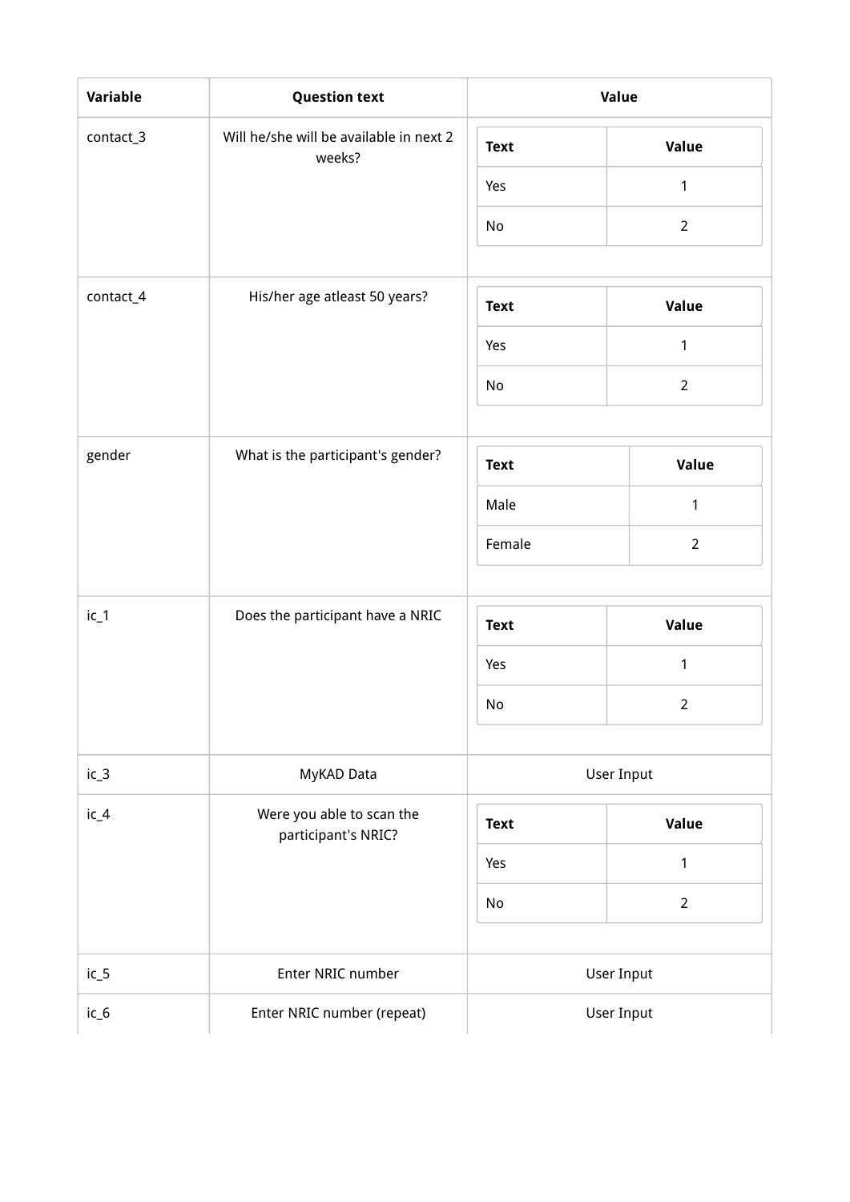| Variable | Question text | Value |
| --- | --- | --- |
| contact_3 | Will he/she will be available in next 2 weeks? | <table><tr><th>Text</th><th>Value</th></tr><tr><td>Yes</td><td>1</td></tr><tr><td>No</td><td>2</td></tr></table> |
| contact_4 | His/her age atleast 50 years? | <table><tr><th>Text</th><th>Value</th></tr><tr><td>Yes</td><td>1</td></tr><tr><td>No</td><td>2</td></tr></table> |
| gender | What is the participant's gender? | <table><tr><th>Text</th><th>Value</th></tr><tr><td>Male</td><td>1</td></tr><tr><td>Female</td><td>2</td></tr></table> |
| ic_1 | Does the participant have a NRIC | <table><tr><th>Text</th><th>Value</th></tr><tr><td>Yes</td><td>1</td></tr><tr><td>No</td><td>2</td></tr></table> |
| ic_3 | MyKAD Data | User Input |
| ic_4 | Were you able to scan the participant's NRIC? | <table><tr><th>Text</th><th>Value</th></tr><tr><td>Yes</td><td>1</td></tr><tr><td>No</td><td>2</td></tr></table> |
| ic_5 | Enter NRIC number | User Input |
| ic_6 | Enter NRIC number (repeat) | User Input |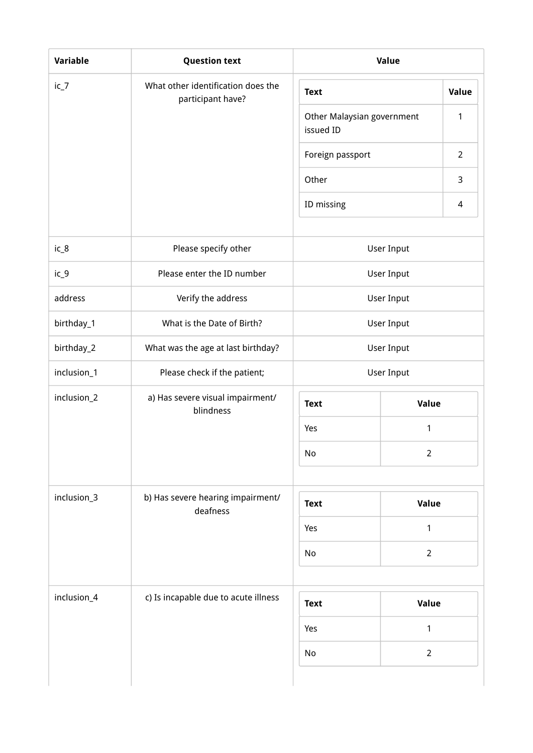| Variable | Question text | Value |
| --- | --- | --- |
| ic_7 | What other identification does the participant have? | Text: Other Malaysian government issued ID = 1; Foreign passport = 2; Other = 3; ID missing = 4 |
| ic_8 | Please specify other | User Input |
| ic_9 | Please enter the ID number | User Input |
| address | Verify the address | User Input |
| birthday_1 | What is the Date of Birth? | User Input |
| birthday_2 | What was the age at last birthday? | User Input |
| inclusion_1 | Please check if the patient; | User Input |
| inclusion_2 | a) Has severe visual impairment/ blindness | Text: Yes = 1; No = 2 |
| inclusion_3 | b) Has severe hearing impairment/ deafness | Text: Yes = 1; No = 2 |
| inclusion_4 | c) Is incapable due to acute illness | Text: Yes = 1; No = 2 |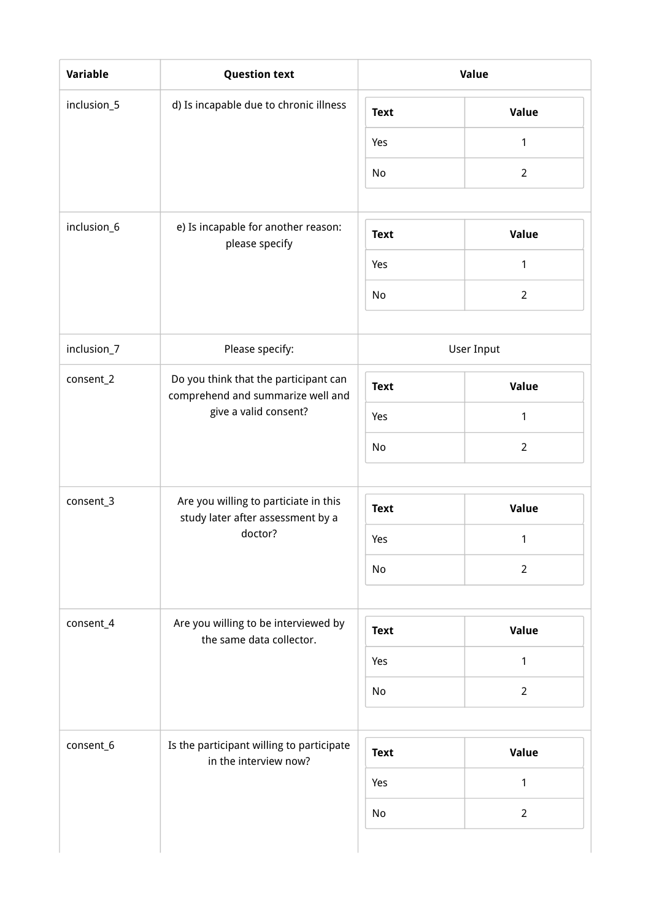| Variable | Question text | Value |
| --- | --- | --- |
| inclusion_5 | d) Is incapable due to chronic illness | Text / Value: Yes = 1; No = 2 |
| inclusion_6 | e) Is incapable for another reason: please specify | Text / Value: Yes = 1; No = 2 |
| inclusion_7 | Please specify: | User Input |
| consent_2 | Do you think that the participant can comprehend and summarize well and give a valid consent? | Text / Value: Yes = 1; No = 2 |
| consent_3 | Are you willing to particiate in this study later after assessment by a doctor? | Text / Value: Yes = 1; No = 2 |
| consent_4 | Are you willing to be interviewed by the same data collector. | Text / Value: Yes = 1; No = 2 |
| consent_6 | Is the participant willing to participate in the interview now? | Text / Value: Yes = 1; No = 2 |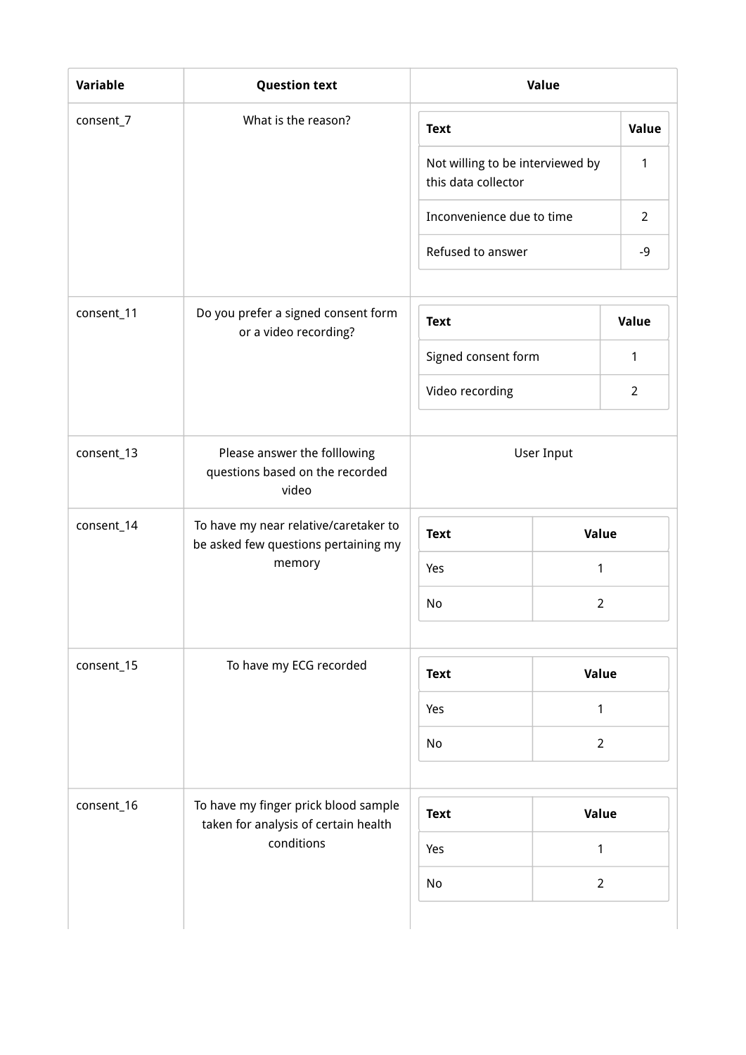| Variable | Question text | Value |
| --- | --- | --- |
| consent_7 | What is the reason? | Text: Not willing to be interviewed by this data collector — Value: 1<br>Text: Inconvenience due to time — Value: 2<br>Text: Refused to answer — Value: -9 |
| consent_11 | Do you prefer a signed consent form or a video recording? | Text: Signed consent form — Value: 1<br>Text: Video recording — Value: 2 |
| consent_13 | Please answer the folllowing questions based on the recorded video | User Input |
| consent_14 | To have my near relative/caretaker to be asked few questions pertaining my memory | Text: Yes — Value: 1<br>Text: No — Value: 2 |
| consent_15 | To have my ECG recorded | Text: Yes — Value: 1<br>Text: No — Value: 2 |
| consent_16 | To have my finger prick blood sample taken for analysis of certain health conditions | Text: Yes — Value: 1<br>Text: No — Value: 2 |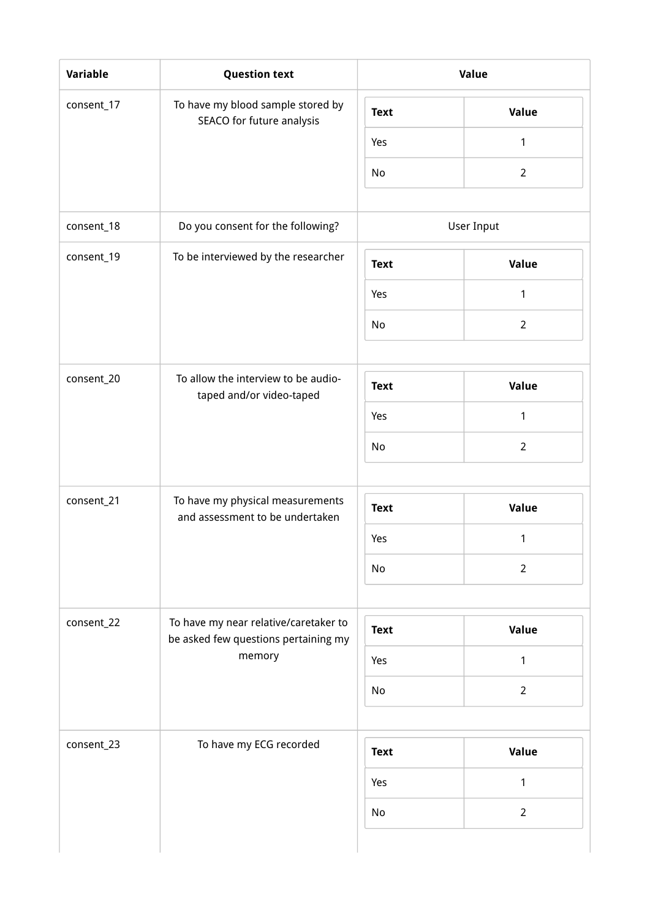| Variable | Question text | Value |
|---|---|---|
| consent_17 | To have my blood sample stored by SEACO for future analysis | <table><tr><th>Text</th><th>Value</th></tr><tr><td>Yes</td><td>1</td></tr><tr><td>No</td><td>2</td></tr></table> |
| consent_18 | Do you consent for the following? | User Input |
| consent_19 | To be interviewed by the researcher | <table><tr><th>Text</th><th>Value</th></tr><tr><td>Yes</td><td>1</td></tr><tr><td>No</td><td>2</td></tr></table> |
| consent_20 | To allow the interview to be audio-taped and/or video-taped | <table><tr><th>Text</th><th>Value</th></tr><tr><td>Yes</td><td>1</td></tr><tr><td>No</td><td>2</td></tr></table> |
| consent_21 | To have my physical measurements and assessment to be undertaken | <table><tr><th>Text</th><th>Value</th></tr><tr><td>Yes</td><td>1</td></tr><tr><td>No</td><td>2</td></tr></table> |
| consent_22 | To have my near relative/caretaker to be asked few questions pertaining my memory | <table><tr><th>Text</th><th>Value</th></tr><tr><td>Yes</td><td>1</td></tr><tr><td>No</td><td>2</td></tr></table> |
| consent_23 | To have my ECG recorded | <table><tr><th>Text</th><th>Value</th></tr><tr><td>Yes</td><td>1</td></tr><tr><td>No</td><td>2</td></tr></table> |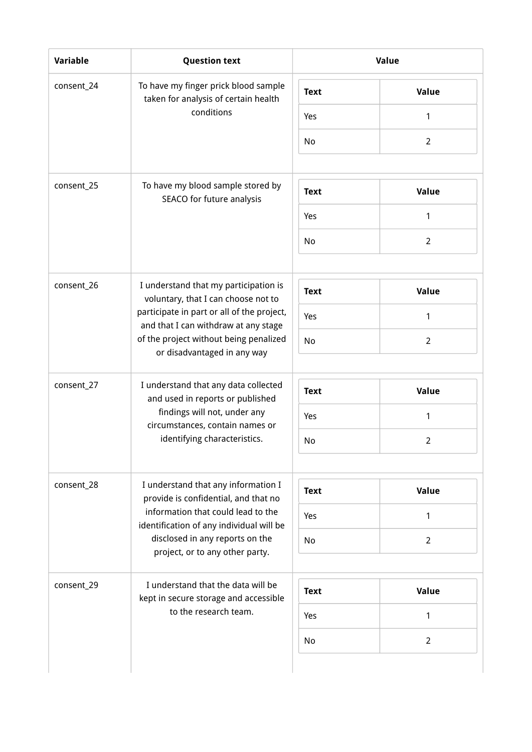| Variable | Question text | Value |
| --- | --- | --- |
| consent_24 | To have my finger prick blood sample taken for analysis of certain health conditions | <table><tr><th>Text</th><th>Value</th></tr><tr><td>Yes</td><td>1</td></tr><tr><td>No</td><td>2</td></tr></table> |
| consent_25 | To have my blood sample stored by SEACO for future analysis | <table><tr><th>Text</th><th>Value</th></tr><tr><td>Yes</td><td>1</td></tr><tr><td>No</td><td>2</td></tr></table> |
| consent_26 | I understand that my participation is voluntary, that I can choose not to participate in part or all of the project, and that I can withdraw at any stage of the project without being penalized or disadvantaged in any way | <table><tr><th>Text</th><th>Value</th></tr><tr><td>Yes</td><td>1</td></tr><tr><td>No</td><td>2</td></tr></table> |
| consent_27 | I understand that any data collected and used in reports or published findings will not, under any circumstances, contain names or identifying characteristics. | <table><tr><th>Text</th><th>Value</th></tr><tr><td>Yes</td><td>1</td></tr><tr><td>No</td><td>2</td></tr></table> |
| consent_28 | I understand that any information I provide is confidential, and that no information that could lead to the identification of any individual will be disclosed in any reports on the project, or to any other party. | <table><tr><th>Text</th><th>Value</th></tr><tr><td>Yes</td><td>1</td></tr><tr><td>No</td><td>2</td></tr></table> |
| consent_29 | I understand that the data will be kept in secure storage and accessible to the research team. | <table><tr><th>Text</th><th>Value</th></tr><tr><td>Yes</td><td>1</td></tr><tr><td>No</td><td>2</td></tr></table> |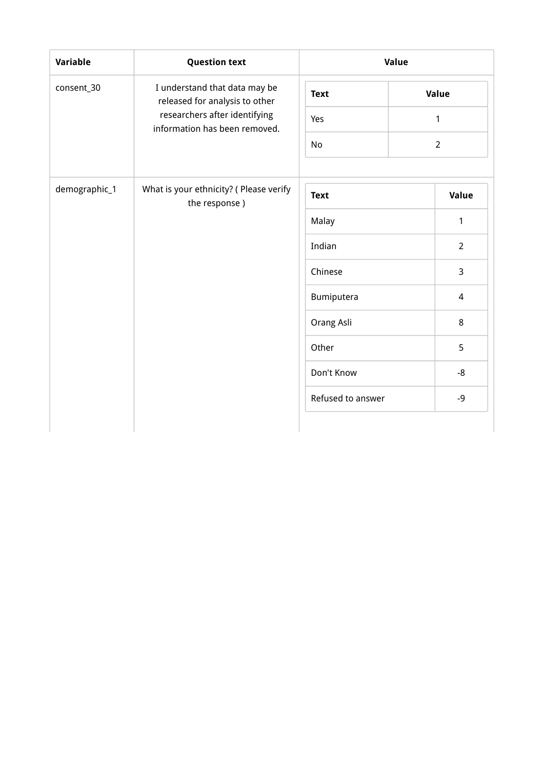| Variable | Question text | Value |
| --- | --- | --- |
| consent_30 | I understand that data may be released for analysis to other researchers after identifying information has been removed. | <table><tr><th>Text</th><th>Value</th></tr><tr><td>Yes</td><td>1</td></tr><tr><td>No</td><td>2</td></tr></table> |
| demographic_1 | What is your ethnicity? ( Please verify the response ) | <table><tr><th>Text</th><th>Value</th></tr><tr><td>Malay</td><td>1</td></tr><tr><td>Indian</td><td>2</td></tr><tr><td>Chinese</td><td>3</td></tr><tr><td>Bumiputera</td><td>4</td></tr><tr><td>Orang Asli</td><td>8</td></tr><tr><td>Other</td><td>5</td></tr><tr><td>Don't Know</td><td>-8</td></tr><tr><td>Refused to answer</td><td>-9</td></tr></table> |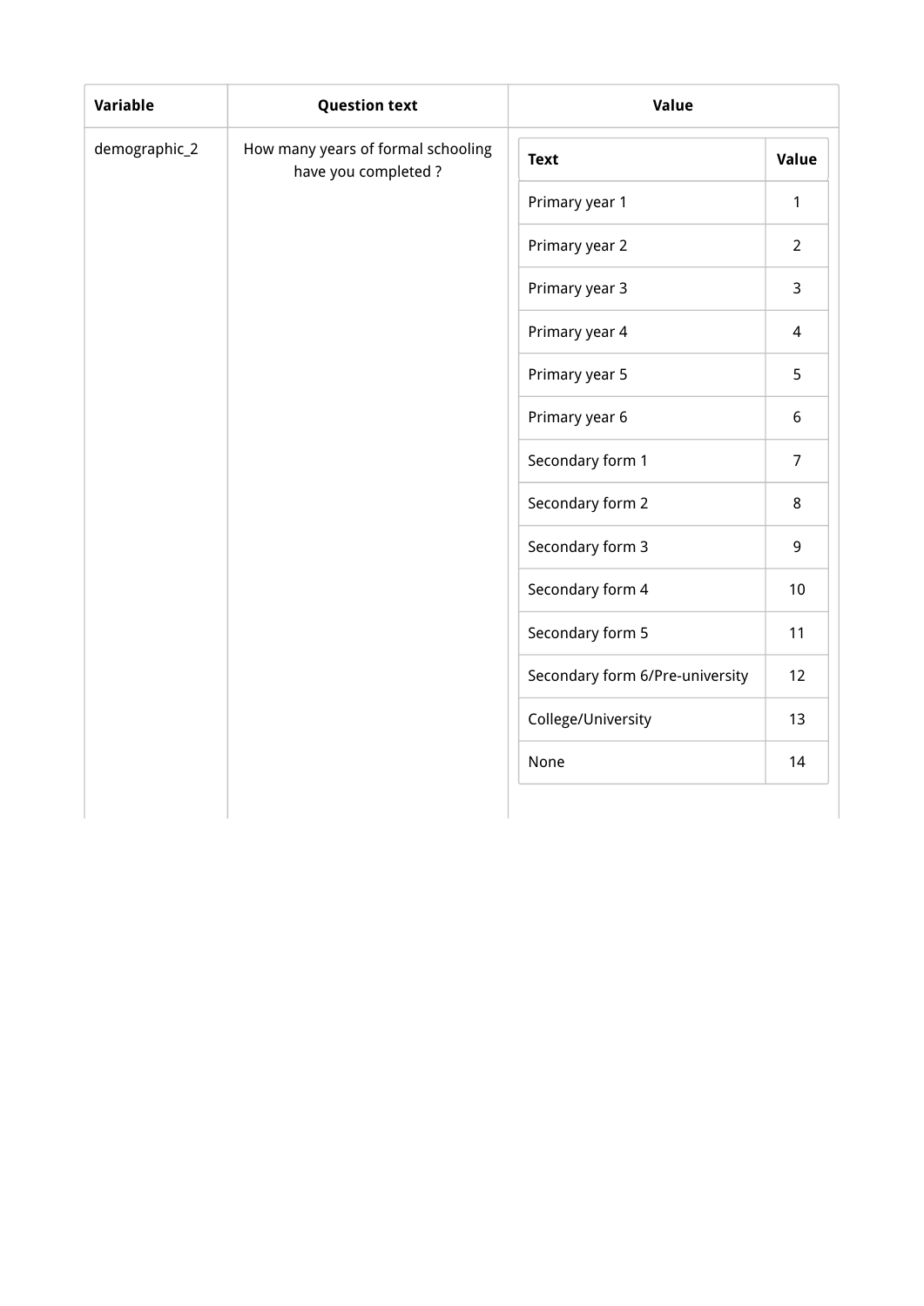| Variable | Question text | Value |
| --- | --- | --- |
| demographic_2 | How many years of formal schooling have you completed ? | |

| Text | Value |
| --- | --- |
| Primary year 1 | 1 |
| Primary year 2 | 2 |
| Primary year 3 | 3 |
| Primary year 4 | 4 |
| Primary year 5 | 5 |
| Primary year 6 | 6 |
| Secondary form 1 | 7 |
| Secondary form 2 | 8 |
| Secondary form 3 | 9 |
| Secondary form 4 | 10 |
| Secondary form 5 | 11 |
| Secondary form 6/Pre-university | 12 |
| College/University | 13 |
| None | 14 |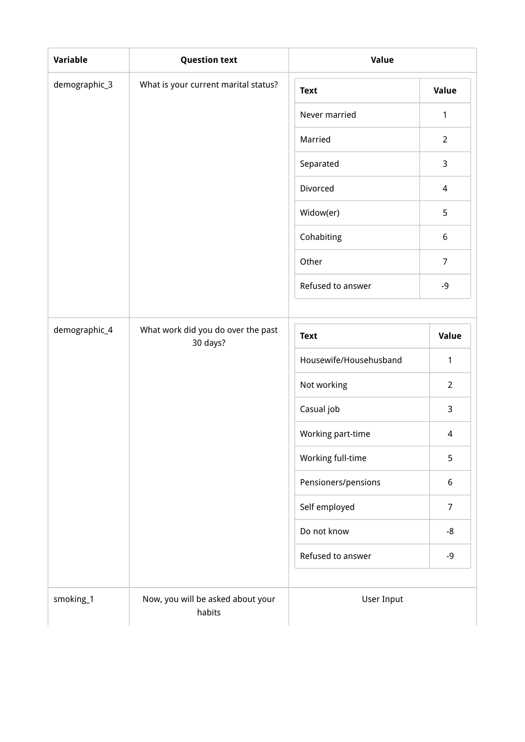| Variable | Question text | Value |
| --- | --- | --- |
| demographic_3 | What is your current marital status? | **Text** / **Value**<br>Never married: 1<br>Married: 2<br>Separated: 3<br>Divorced: 4<br>Widow(er): 5<br>Cohabiting: 6<br>Other: 7<br>Refused to answer: -9 |
| demographic_4 | What work did you do over the past 30 days? | **Text** / **Value**<br>Housewife/Househusband: 1<br>Not working: 2<br>Casual job: 3<br>Working part-time: 4<br>Working full-time: 5<br>Pensioners/pensions: 6<br>Self employed: 7<br>Do not know: -8<br>Refused to answer: -9 |
| smoking_1 | Now, you will be asked about your habits | User Input |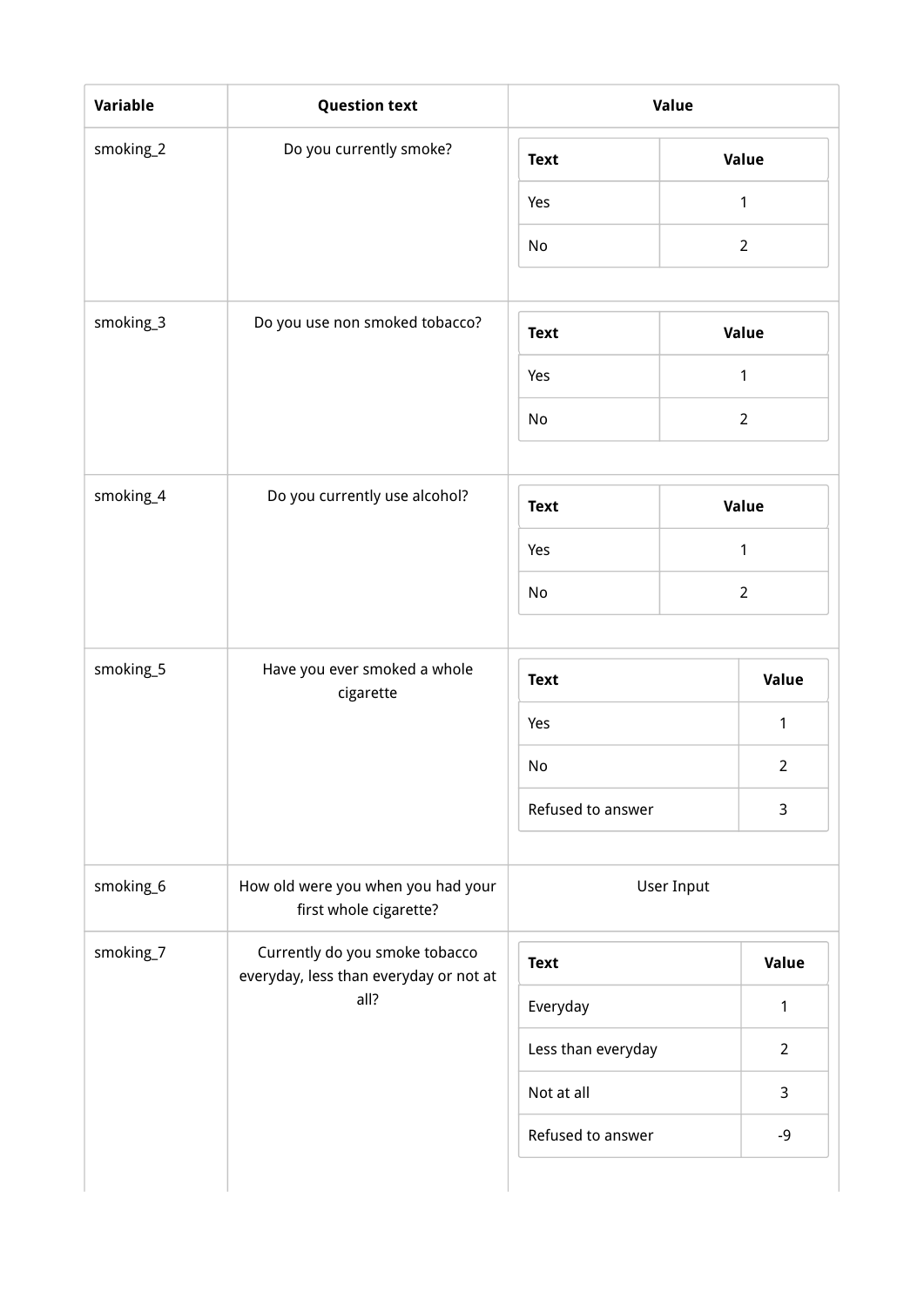| Variable | Question text | Value |
| --- | --- | --- |
| smoking_2 | Do you currently smoke? | Text: Yes = 1; No = 2 |
| smoking_3 | Do you use non smoked tobacco? | Text: Yes = 1; No = 2 |
| smoking_4 | Do you currently use alcohol? | Text: Yes = 1; No = 2 |
| smoking_5 | Have you ever smoked a whole cigarette | Text: Yes = 1; No = 2; Refused to answer = 3 |
| smoking_6 | How old were you when you had your first whole cigarette? | User Input |
| smoking_7 | Currently do you smoke tobacco everyday, less than everyday or not at all? | Text: Everyday = 1; Less than everyday = 2; Not at all = 3; Refused to answer = -9 |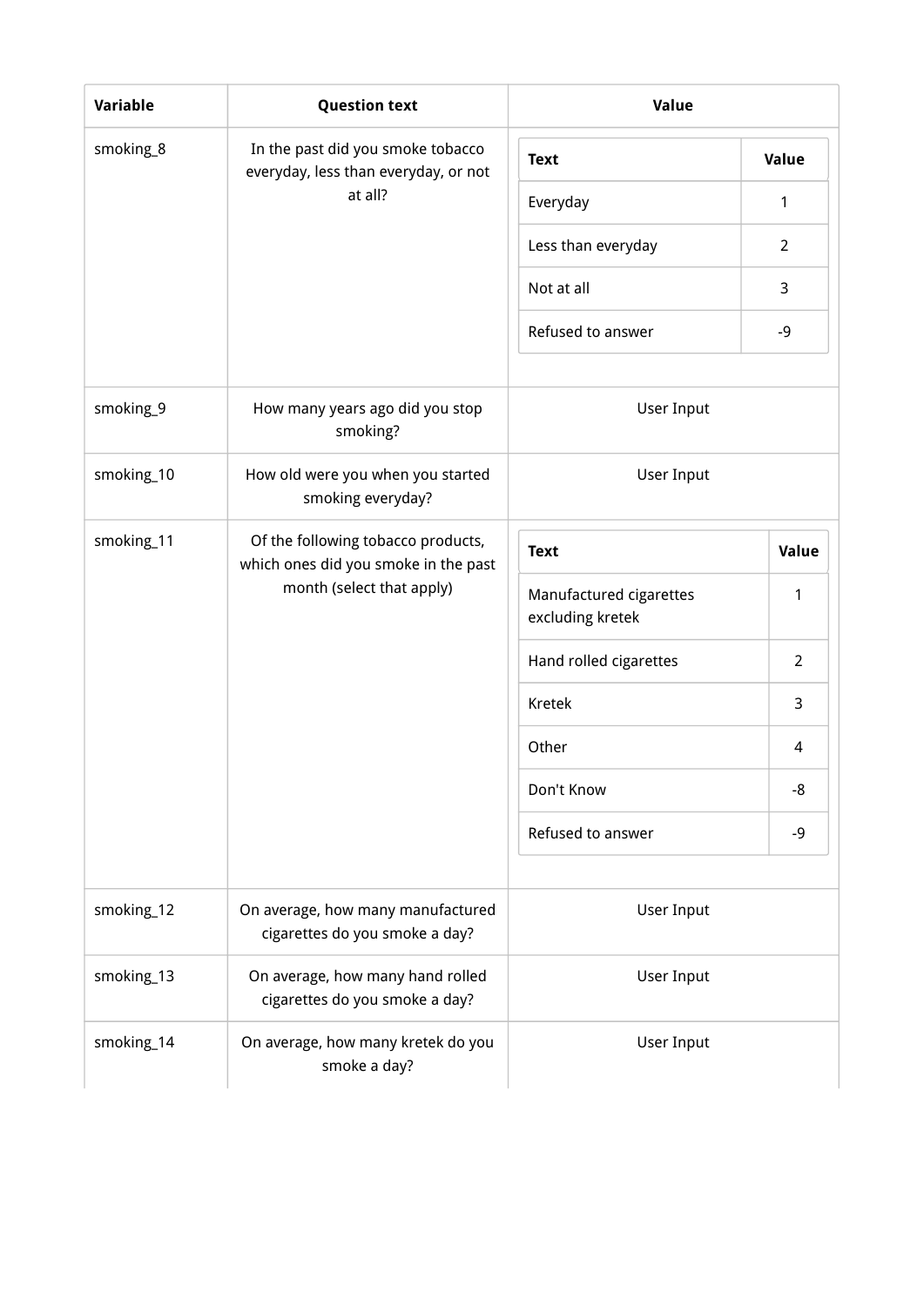| Variable | Question text | Value |
| --- | --- | --- |
| smoking_8 | In the past did you smoke tobacco everyday, less than everyday, or not at all? | Text / Value: Everyday = 1; Less than everyday = 2; Not at all = 3; Refused to answer = -9 |
| smoking_9 | How many years ago did you stop smoking? | User Input |
| smoking_10 | How old were you when you started smoking everyday? | User Input |
| smoking_11 | Of the following tobacco products, which ones did you smoke in the past month (select that apply) | Text / Value: Manufactured cigarettes excluding kretek = 1; Hand rolled cigarettes = 2; Kretek = 3; Other = 4; Don't Know = -8; Refused to answer = -9 |
| smoking_12 | On average, how many manufactured cigarettes do you smoke a day? | User Input |
| smoking_13 | On average, how many hand rolled cigarettes do you smoke a day? | User Input |
| smoking_14 | On average, how many kretek do you smoke a day? | User Input |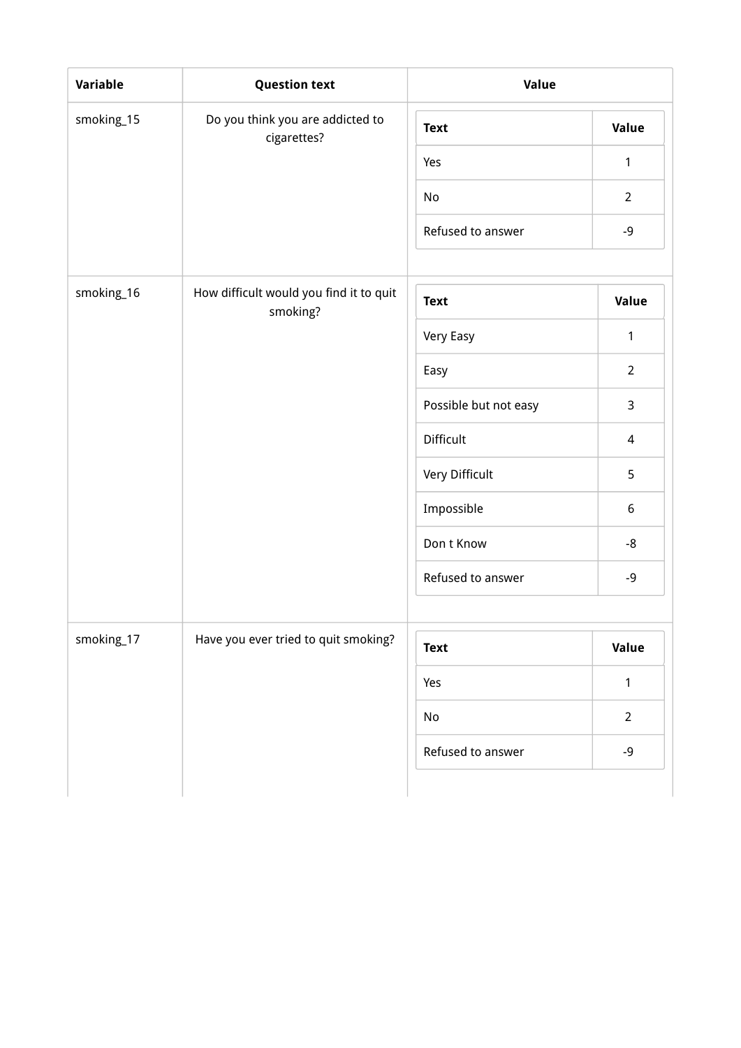| Variable | Question text | Value |
|---|---|---|
| smoking_15 | Do you think you are addicted to cigarettes? | |

| Text | Value |
|---|---|
| Yes | 1 |
| No | 2 |
| Refused to answer | -9 |

| Variable | Question text | Value |
|---|---|---|
| smoking_16 | How difficult would you find it to quit smoking? | |

| Text | Value |
|---|---|
| Very Easy | 1 |
| Easy | 2 |
| Possible but not easy | 3 |
| Difficult | 4 |
| Very Difficult | 5 |
| Impossible | 6 |
| Don t Know | -8 |
| Refused to answer | -9 |

| Variable | Question text | Value |
|---|---|---|
| smoking_17 | Have you ever tried to quit smoking? | |

| Text | Value |
|---|---|
| Yes | 1 |
| No | 2 |
| Refused to answer | -9 |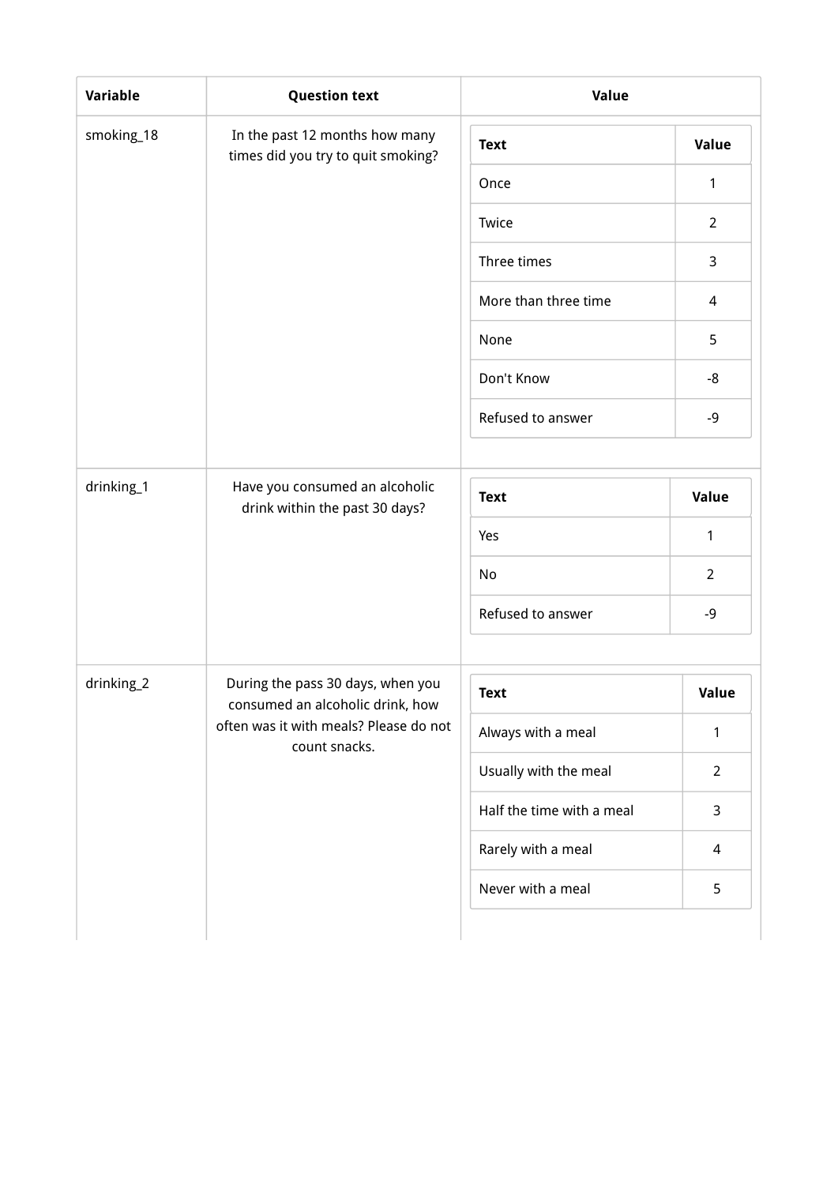| Variable | Question text | Value |
| --- | --- | --- |
| smoking_18 | In the past 12 months how many times did you try to quit smoking? | <table><tr><th>Text</th><th>Value</th></tr><tr><td>Once</td><td>1</td></tr><tr><td>Twice</td><td>2</td></tr><tr><td>Three times</td><td>3</td></tr><tr><td>More than three time</td><td>4</td></tr><tr><td>None</td><td>5</td></tr><tr><td>Don't Know</td><td>-8</td></tr><tr><td>Refused to answer</td><td>-9</td></tr></table> |
| drinking_1 | Have you consumed an alcoholic drink within the past 30 days? | <table><tr><th>Text</th><th>Value</th></tr><tr><td>Yes</td><td>1</td></tr><tr><td>No</td><td>2</td></tr><tr><td>Refused to answer</td><td>-9</td></tr></table> |
| drinking_2 | During the pass 30 days, when you consumed an alcoholic drink, how often was it with meals? Please do not count snacks. | <table><tr><th>Text</th><th>Value</th></tr><tr><td>Always with a meal</td><td>1</td></tr><tr><td>Usually with the meal</td><td>2</td></tr><tr><td>Half the time with a meal</td><td>3</td></tr><tr><td>Rarely with a meal</td><td>4</td></tr><tr><td>Never with a meal</td><td>5</td></tr></table> |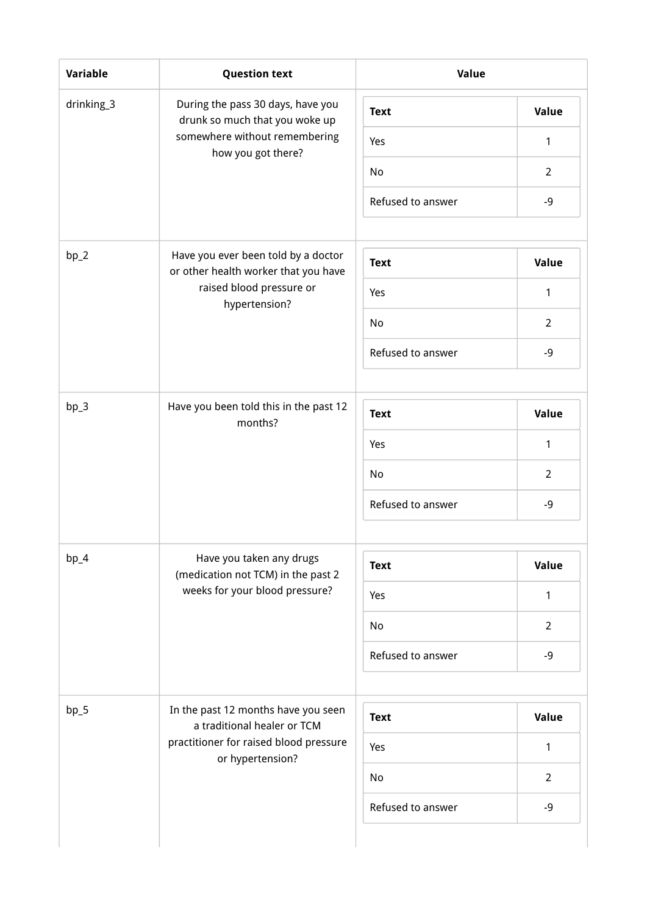| Variable | Question text | Value |
|---|---|---|
| drinking_3 | During the pass 30 days, have you drunk so much that you woke up somewhere without remembering how you got there? | Text / Value: Yes = 1; No = 2; Refused to answer = -9 |
| bp_2 | Have you ever been told by a doctor or other health worker that you have raised blood pressure or hypertension? | Text / Value: Yes = 1; No = 2; Refused to answer = -9 |
| bp_3 | Have you been told this in the past 12 months? | Text / Value: Yes = 1; No = 2; Refused to answer = -9 |
| bp_4 | Have you taken any drugs (medication not TCM) in the past 2 weeks for your blood pressure? | Text / Value: Yes = 1; No = 2; Refused to answer = -9 |
| bp_5 | In the past 12 months have you seen a traditional healer or TCM practitioner for raised blood pressure or hypertension? | Text / Value: Yes = 1; No = 2; Refused to answer = -9 |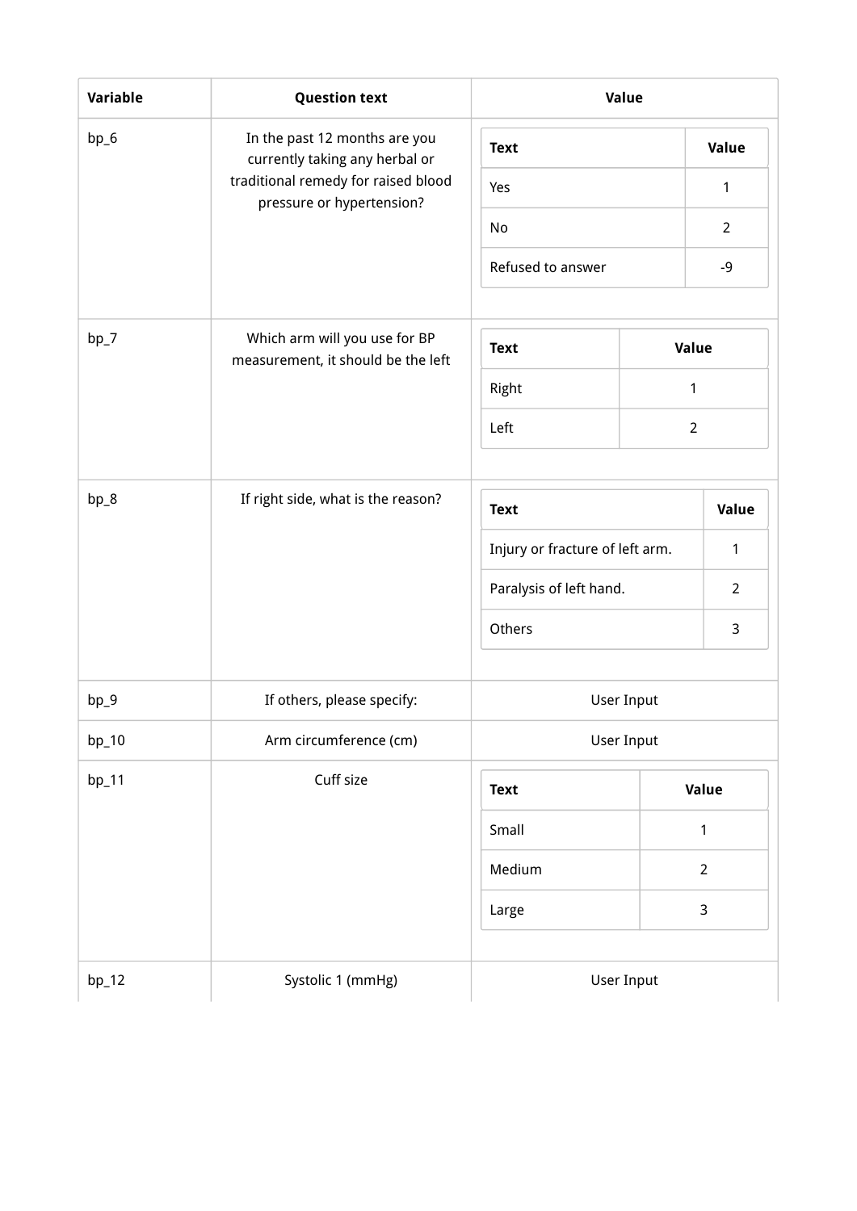| Variable | Question text | Value |
| --- | --- | --- |
| bp_6 | In the past 12 months are you currently taking any herbal or traditional remedy for raised blood pressure or hypertension? | Text / Value: Yes = 1; No = 2; Refused to answer = -9 |
| bp_7 | Which arm will you use for BP measurement, it should be the left | Text / Value: Right = 1; Left = 2 |
| bp_8 | If right side, what is the reason? | Text / Value: Injury or fracture of left arm. = 1; Paralysis of left hand. = 2; Others = 3 |
| bp_9 | If others, please specify: | User Input |
| bp_10 | Arm circumference (cm) | User Input |
| bp_11 | Cuff size | Text / Value: Small = 1; Medium = 2; Large = 3 |
| bp_12 | Systolic 1 (mmHg) | User Input |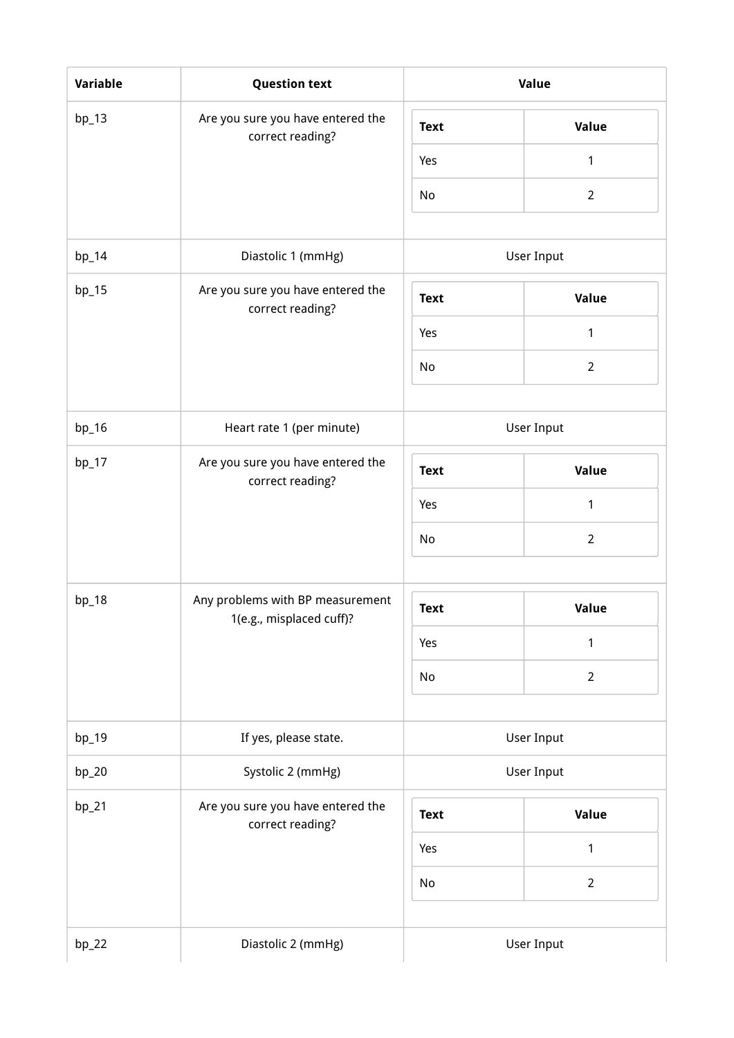| Variable | Question text | Value |
| --- | --- | --- |
| bp_13 | Are you sure you have entered the correct reading? | Text: Yes = 1; No = 2 |
| bp_14 | Diastolic 1 (mmHg) | User Input |
| bp_15 | Are you sure you have entered the correct reading? | Text: Yes = 1; No = 2 |
| bp_16 | Heart rate 1 (per minute) | User Input |
| bp_17 | Are you sure you have entered the correct reading? | Text: Yes = 1; No = 2 |
| bp_18 | Any problems with BP measurement 1(e.g., misplaced cuff)? | Text: Yes = 1; No = 2 |
| bp_19 | If yes, please state. | User Input |
| bp_20 | Systolic 2 (mmHg) | User Input |
| bp_21 | Are you sure you have entered the correct reading? | Text: Yes = 1; No = 2 |
| bp_22 | Diastolic 2 (mmHg) | User Input |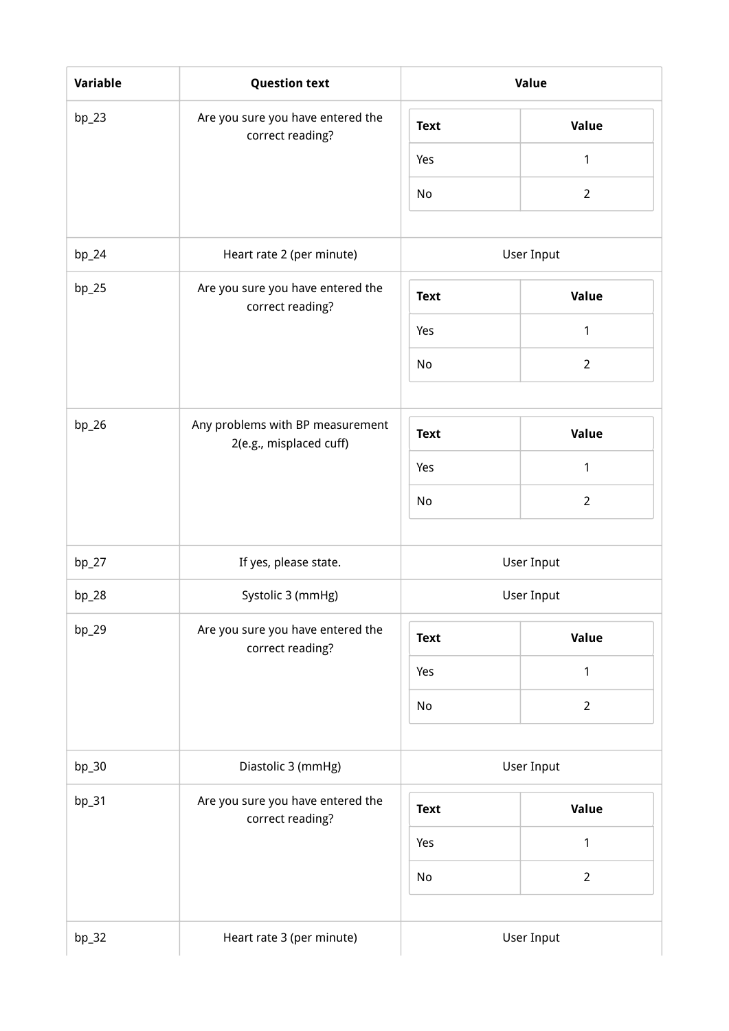| Variable | Question text | Value |
| --- | --- | --- |
| bp_23 | Are you sure you have entered the correct reading? | Text / Value: Yes = 1; No = 2 |
| bp_24 | Heart rate 2 (per minute) | User Input |
| bp_25 | Are you sure you have entered the correct reading? | Text / Value: Yes = 1; No = 2 |
| bp_26 | Any problems with BP measurement 2(e.g., misplaced cuff) | Text / Value: Yes = 1; No = 2 |
| bp_27 | If yes, please state. | User Input |
| bp_28 | Systolic 3 (mmHg) | User Input |
| bp_29 | Are you sure you have entered the correct reading? | Text / Value: Yes = 1; No = 2 |
| bp_30 | Diastolic 3 (mmHg) | User Input |
| bp_31 | Are you sure you have entered the correct reading? | Text / Value: Yes = 1; No = 2 |
| bp_32 | Heart rate 3 (per minute) | User Input |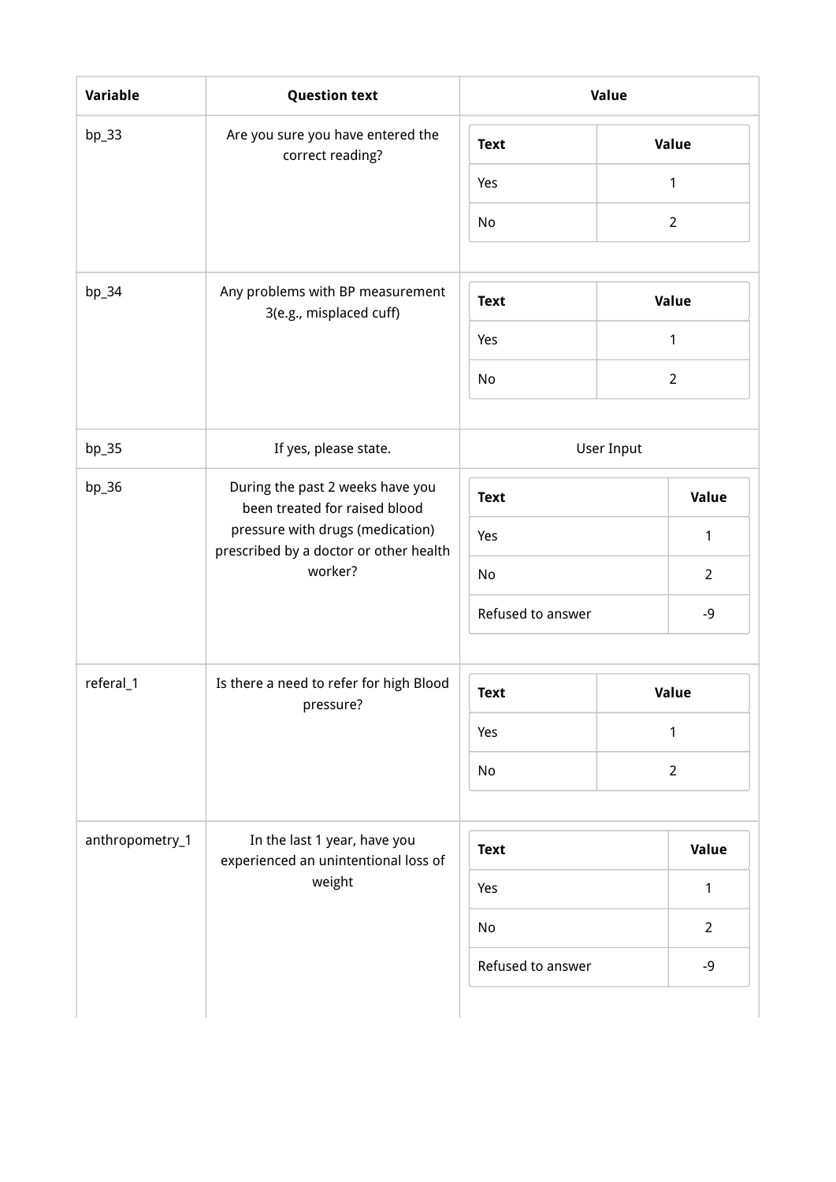| Variable | Question text | Value |
| --- | --- | --- |
| bp_33 | Are you sure you have entered the correct reading? | Text: Yes = 1; No = 2 |
| bp_34 | Any problems with BP measurement 3(e.g., misplaced cuff) | Text: Yes = 1; No = 2 |
| bp_35 | If yes, please state. | User Input |
| bp_36 | During the past 2 weeks have you been treated for raised blood pressure with drugs (medication) prescribed by a doctor or other health worker? | Text: Yes = 1; No = 2; Refused to answer = -9 |
| referal_1 | Is there a need to refer for high Blood pressure? | Text: Yes = 1; No = 2 |
| anthropometry_1 | In the last 1 year, have you experienced an unintentional loss of weight | Text: Yes = 1; No = 2; Refused to answer = -9 |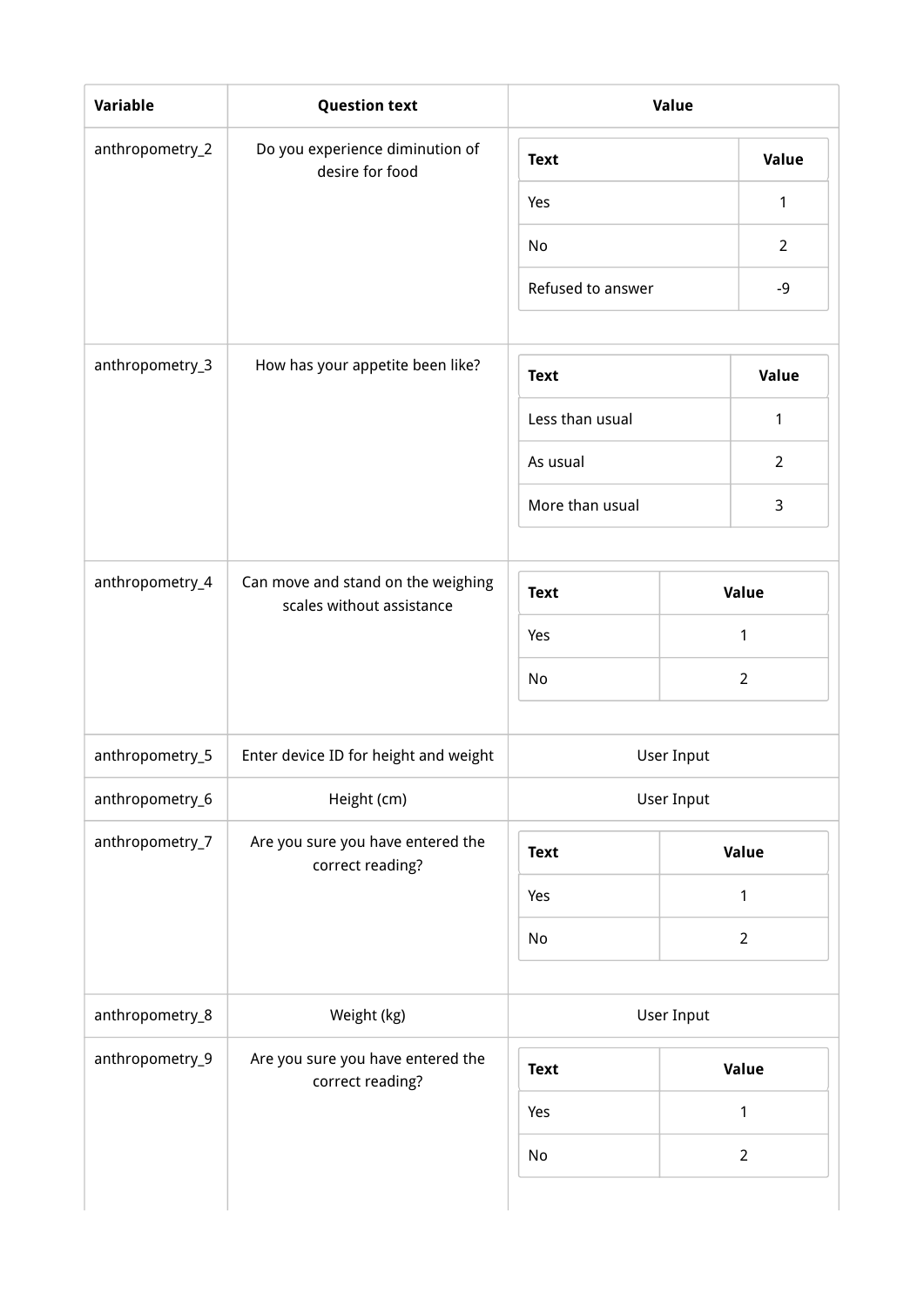| Variable | Question text | Value |
| --- | --- | --- |
| anthropometry_2 | Do you experience diminution of desire for food | Text: Yes = 1; No = 2; Refused to answer = -9 |
| anthropometry_3 | How has your appetite been like? | Text: Less than usual = 1; As usual = 2; More than usual = 3 |
| anthropometry_4 | Can move and stand on the weighing scales without assistance | Text: Yes = 1; No = 2 |
| anthropometry_5 | Enter device ID for height and weight | User Input |
| anthropometry_6 | Height (cm) | User Input |
| anthropometry_7 | Are you sure you have entered the correct reading? | Text: Yes = 1; No = 2 |
| anthropometry_8 | Weight (kg) | User Input |
| anthropometry_9 | Are you sure you have entered the correct reading? | Text: Yes = 1; No = 2 |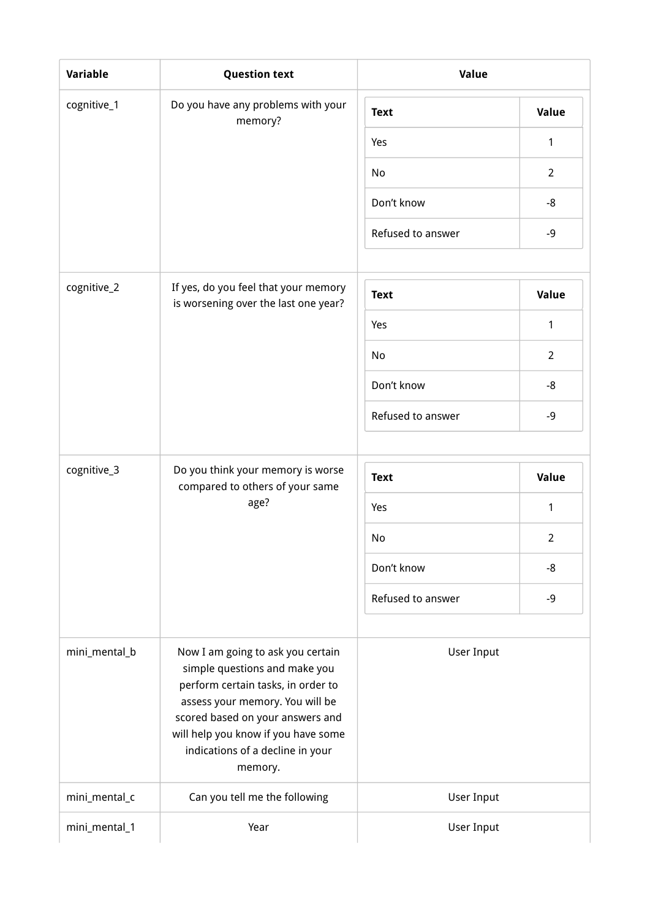| Variable | Question text | Value |
| --- | --- | --- |
| cognitive_1 | Do you have any problems with your memory? | Text: Yes = 1; No = 2; Don't know = -8; Refused to answer = -9 |
| cognitive_2 | If yes, do you feel that your memory is worsening over the last one year? | Text: Yes = 1; No = 2; Don't know = -8; Refused to answer = -9 |
| cognitive_3 | Do you think your memory is worse compared to others of your same age? | Text: Yes = 1; No = 2; Don't know = -8; Refused to answer = -9 |
| mini_mental_b | Now I am going to ask you certain simple questions and make you perform certain tasks, in order to assess your memory. You will be scored based on your answers and will help you know if you have some indications of a decline in your memory. | User Input |
| mini_mental_c | Can you tell me the following | User Input |
| mini_mental_1 | Year | User Input |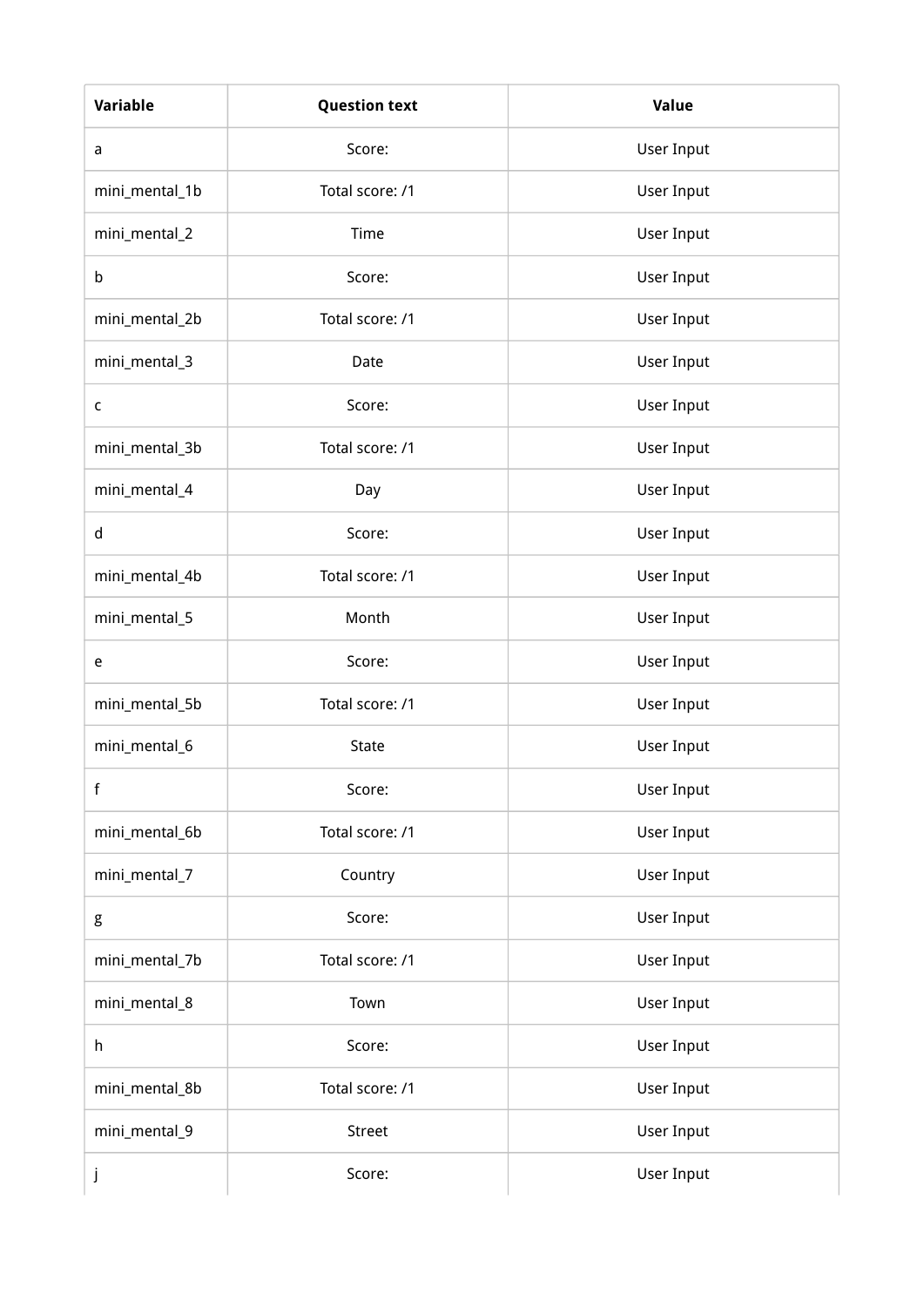| Variable | Question text | Value |
| --- | --- | --- |
| a | Score: | User Input |
| mini_mental_1b | Total score: /1 | User Input |
| mini_mental_2 | Time | User Input |
| b | Score: | User Input |
| mini_mental_2b | Total score: /1 | User Input |
| mini_mental_3 | Date | User Input |
| c | Score: | User Input |
| mini_mental_3b | Total score: /1 | User Input |
| mini_mental_4 | Day | User Input |
| d | Score: | User Input |
| mini_mental_4b | Total score: /1 | User Input |
| mini_mental_5 | Month | User Input |
| e | Score: | User Input |
| mini_mental_5b | Total score: /1 | User Input |
| mini_mental_6 | State | User Input |
| f | Score: | User Input |
| mini_mental_6b | Total score: /1 | User Input |
| mini_mental_7 | Country | User Input |
| g | Score: | User Input |
| mini_mental_7b | Total score: /1 | User Input |
| mini_mental_8 | Town | User Input |
| h | Score: | User Input |
| mini_mental_8b | Total score: /1 | User Input |
| mini_mental_9 | Street | User Input |
| j | Score: | User Input |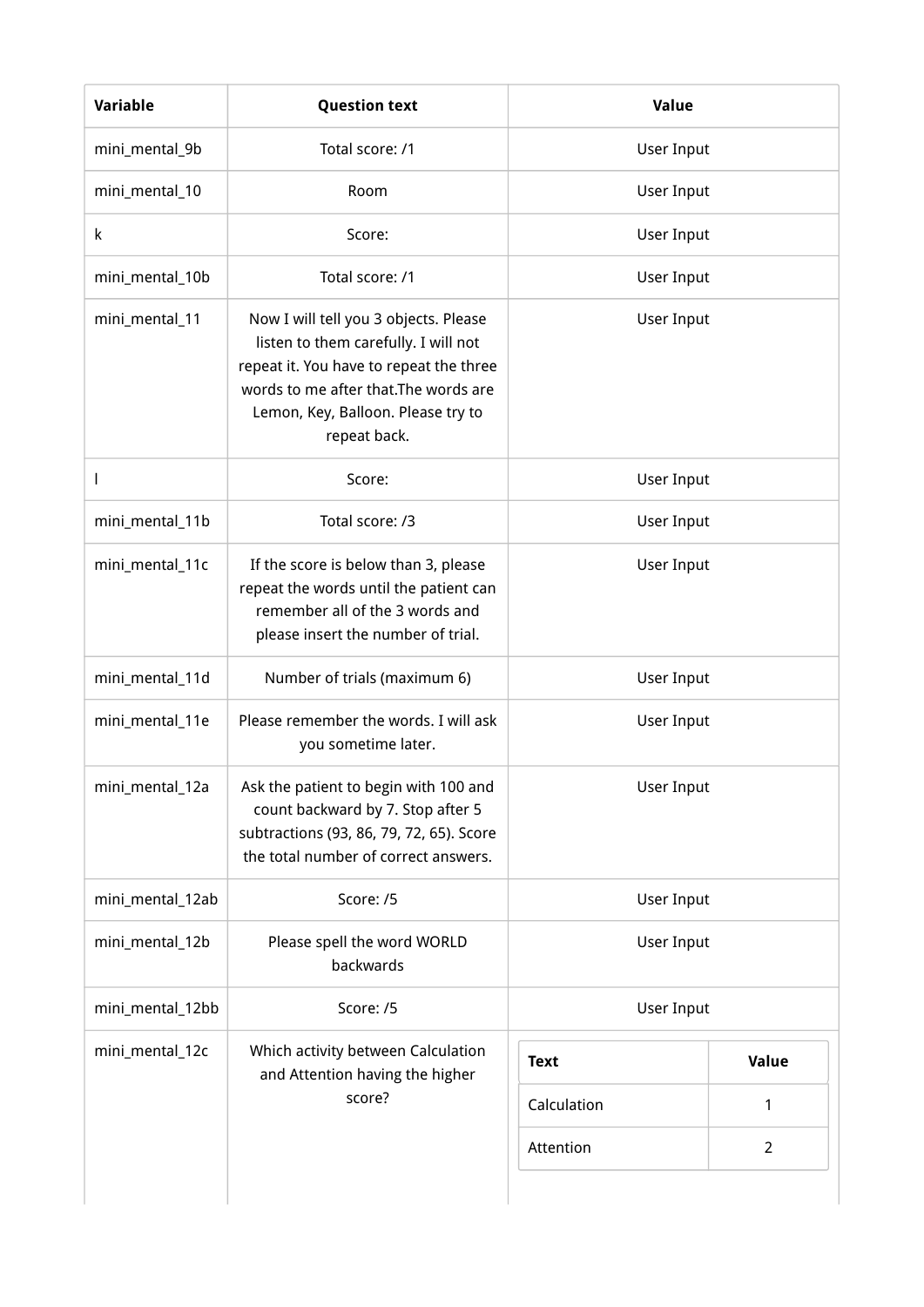| Variable | Question text | Value |
| --- | --- | --- |
| mini_mental_9b | Total score: /1 | User Input |
| mini_mental_10 | Room | User Input |
| k | Score: | User Input |
| mini_mental_10b | Total score: /1 | User Input |
| mini_mental_11 | Now I will tell you 3 objects. Please listen to them carefully. I will not repeat it. You have to repeat the three words to me after that.The words are Lemon, Key, Balloon. Please try to repeat back. | User Input |
| l | Score: | User Input |
| mini_mental_11b | Total score: /3 | User Input |
| mini_mental_11c | If the score is below than 3, please repeat the words until the patient can remember all of the 3 words and please insert the number of trial. | User Input |
| mini_mental_11d | Number of trials (maximum 6) | User Input |
| mini_mental_11e | Please remember the words. I will ask you sometime later. | User Input |
| mini_mental_12a | Ask the patient to begin with 100 and count backward by 7. Stop after 5 subtractions (93, 86, 79, 72, 65). Score the total number of correct answers. | User Input |
| mini_mental_12ab | Score: /5 | User Input |
| mini_mental_12b | Please spell the word WORLD backwards | User Input |
| mini_mental_12bb | Score: /5 | User Input |
| mini_mental_12c | Which activity between Calculation and Attention having the higher score? | Text: Calculation = 1; Attention = 2 |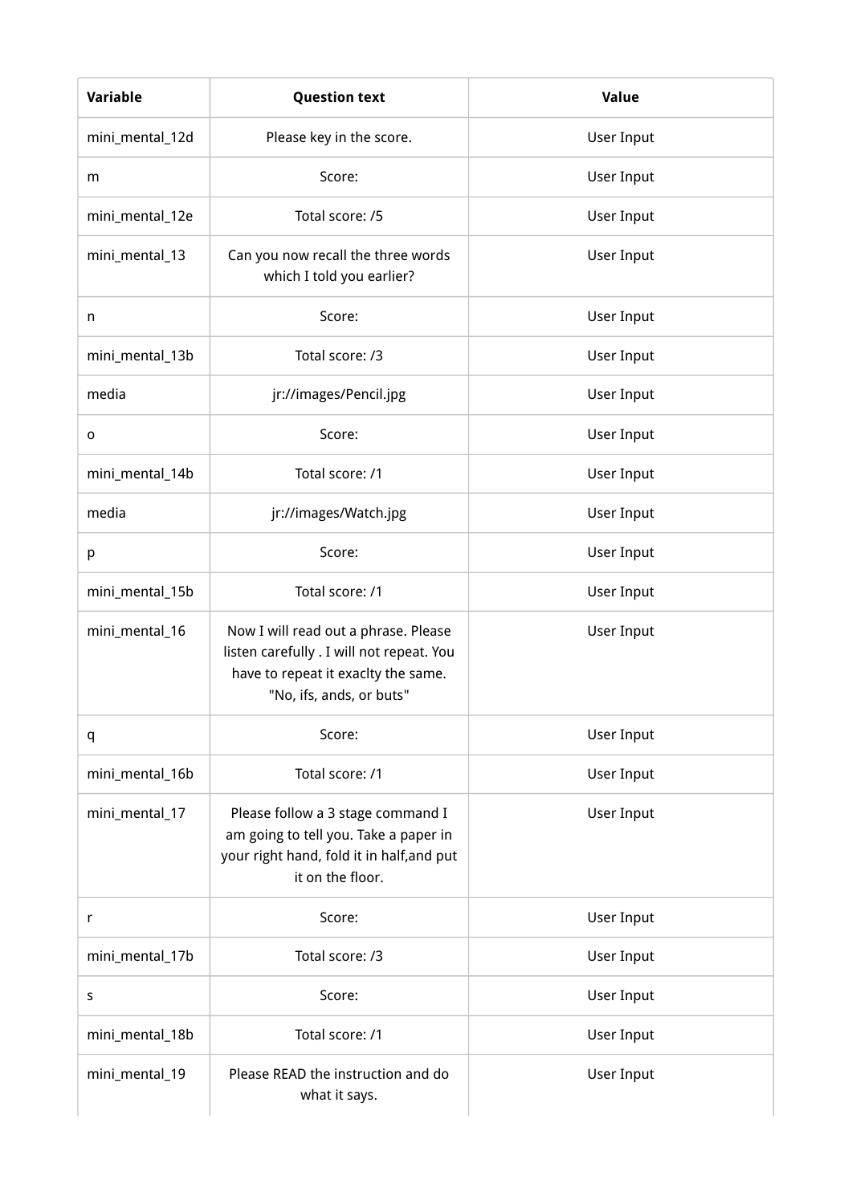| Variable | Question text | Value |
| --- | --- | --- |
| mini_mental_12d | Please key in the score. | User Input |
| m | Score: | User Input |
| mini_mental_12e | Total score: /5 | User Input |
| mini_mental_13 | Can you now recall the three words which I told you earlier? | User Input |
| n | Score: | User Input |
| mini_mental_13b | Total score: /3 | User Input |
| media | jr://images/Pencil.jpg | User Input |
| o | Score: | User Input |
| mini_mental_14b | Total score: /1 | User Input |
| media | jr://images/Watch.jpg | User Input |
| p | Score: | User Input |
| mini_mental_15b | Total score: /1 | User Input |
| mini_mental_16 | Now I will read out a phrase. Please listen carefully . I will not repeat. You have to repeat it exaclty the same. "No, ifs, ands, or buts" | User Input |
| q | Score: | User Input |
| mini_mental_16b | Total score: /1 | User Input |
| mini_mental_17 | Please follow a 3 stage command I am going to tell you. Take a paper in your right hand, fold it in half,and put it on the floor. | User Input |
| r | Score: | User Input |
| mini_mental_17b | Total score: /3 | User Input |
| s | Score: | User Input |
| mini_mental_18b | Total score: /1 | User Input |
| mini_mental_19 | Please READ the instruction and do what it says. | User Input |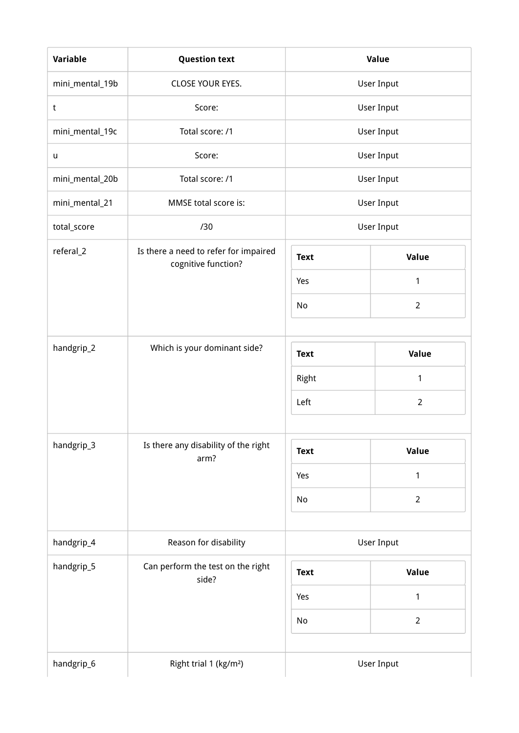| Variable | Question text | Value |
| --- | --- | --- |
| mini_mental_19b | CLOSE YOUR EYES. | User Input |
| t | Score: | User Input |
| mini_mental_19c | Total score: /1 | User Input |
| u | Score: | User Input |
| mini_mental_20b | Total score: /1 | User Input |
| mini_mental_21 | MMSE total score is: | User Input |
| total_score | /30 | User Input |
| referal_2 | Is there a need to refer for impaired cognitive function? | Text / Value: Yes = 1; No = 2 |
| handgrip_2 | Which is your dominant side? | Text / Value: Right = 1; Left = 2 |
| handgrip_3 | Is there any disability of the right arm? | Text / Value: Yes = 1; No = 2 |
| handgrip_4 | Reason for disability | User Input |
| handgrip_5 | Can perform the test on the right side? | Text / Value: Yes = 1; No = 2 |
| handgrip_6 | Right trial 1 (kg/m²) | User Input |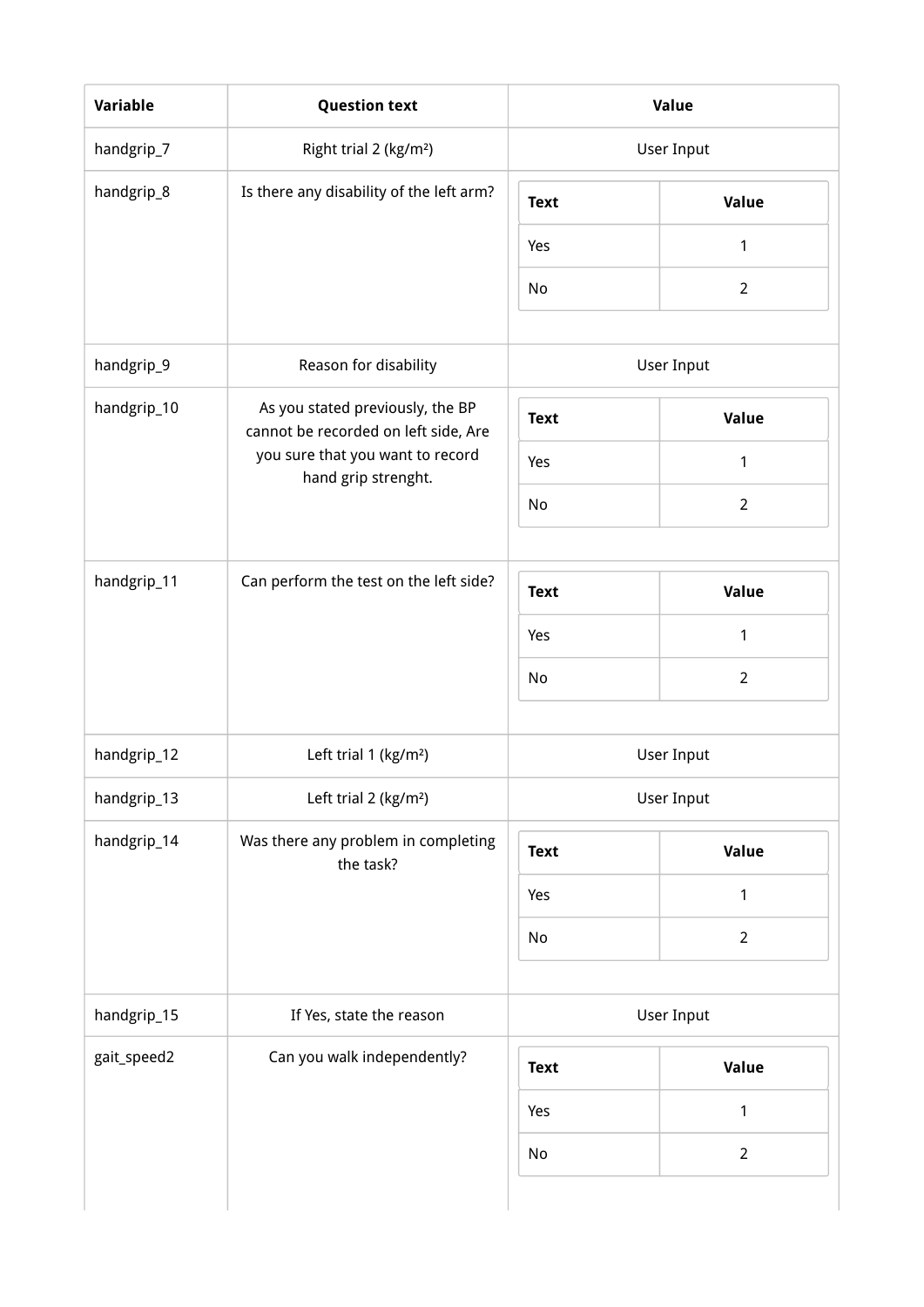| Variable | Question text | Value |
| --- | --- | --- |
| handgrip_7 | Right trial 2 (kg/m²) | User Input |
| handgrip_8 | Is there any disability of the left arm? | Text / Value: Yes = 1; No = 2 |
| handgrip_9 | Reason for disability | User Input |
| handgrip_10 | As you stated previously, the BP cannot be recorded on left side, Are you sure that you want to record hand grip strenght. | Text / Value: Yes = 1; No = 2 |
| handgrip_11 | Can perform the test on the left side? | Text / Value: Yes = 1; No = 2 |
| handgrip_12 | Left trial 1 (kg/m²) | User Input |
| handgrip_13 | Left trial 2 (kg/m²) | User Input |
| handgrip_14 | Was there any problem in completing the task? | Text / Value: Yes = 1; No = 2 |
| handgrip_15 | If Yes, state the reason | User Input |
| gait_speed2 | Can you walk independently? | Text / Value: Yes = 1; No = 2 |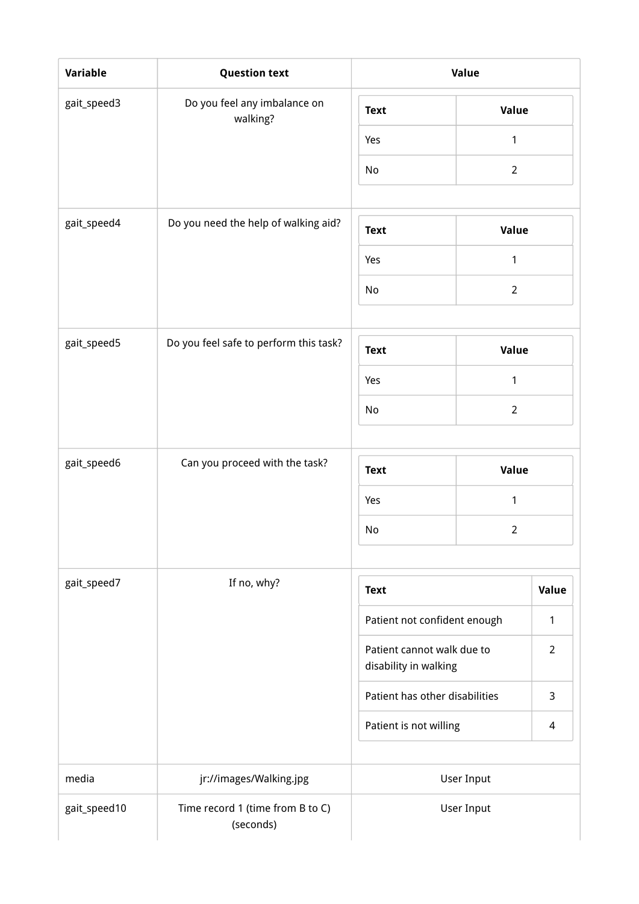| Variable | Question text | Value |
| --- | --- | --- |
| gait_speed3 | Do you feel any imbalance on walking? | Text: Yes = 1; No = 2 |
| gait_speed4 | Do you need the help of walking aid? | Text: Yes = 1; No = 2 |
| gait_speed5 | Do you feel safe to perform this task? | Text: Yes = 1; No = 2 |
| gait_speed6 | Can you proceed with the task? | Text: Yes = 1; No = 2 |
| gait_speed7 | If no, why? | Text: Patient not confident enough = 1; Patient cannot walk due to disability in walking = 2; Patient has other disabilities = 3; Patient is not willing = 4 |
| media | jr://images/Walking.jpg | User Input |
| gait_speed10 | Time record 1 (time from B to C) (seconds) | User Input |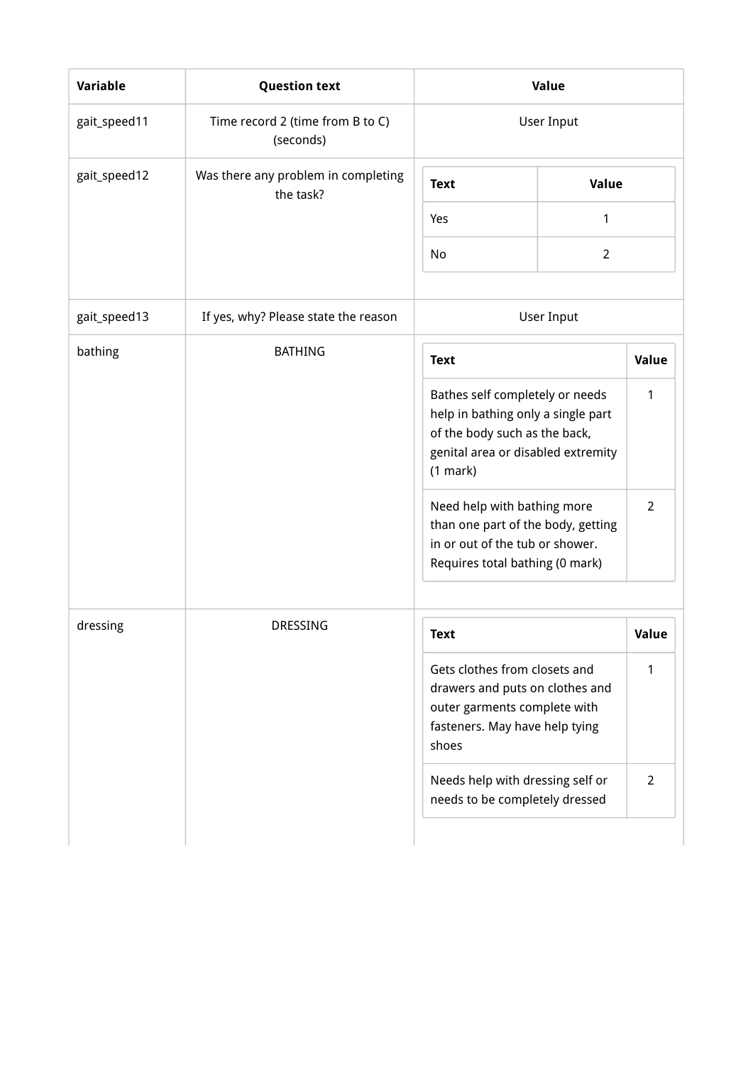| Variable | Question text | Value |
| --- | --- | --- |
| gait_speed11 | Time record 2 (time from B to C) (seconds) | User Input |
| gait_speed12 | Was there any problem in completing the task? | Text: Value<br>Yes: 1<br>No: 2 |
| gait_speed13 | If yes, why? Please state the reason | User Input |
| bathing | BATHING | Text: Value<br>Bathes self completely or needs help in bathing only a single part of the body such as the back, genital area or disabled extremity (1 mark): 1<br>Need help with bathing more than one part of the body, getting in or out of the tub or shower. Requires total bathing (0 mark): 2 |
| dressing | DRESSING | Text: Value<br>Gets clothes from closets and drawers and puts on clothes and outer garments complete with fasteners. May have help tying shoes: 1<br>Needs help with dressing self or needs to be completely dressed: 2 |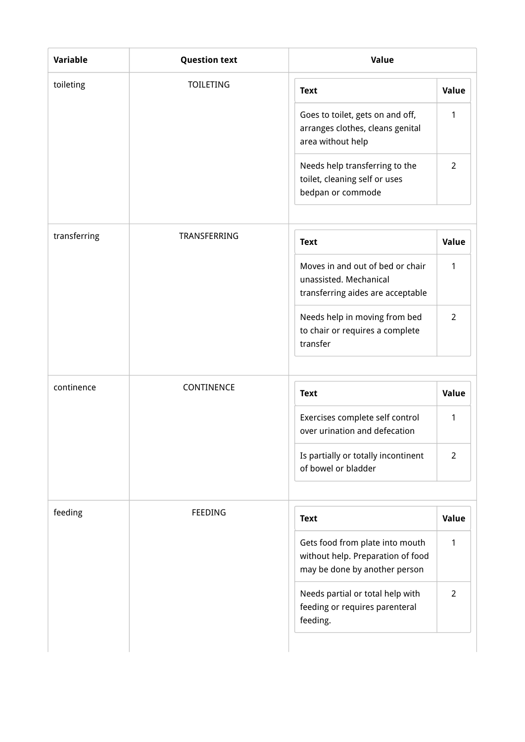| Variable | Question text | Value |
| --- | --- | --- |
| toileting | TOILETING | |
| | | Text / Value |
| | | Goes to toilet, gets on and off, arranges clothes, cleans genital area without help — 1 |
| | | Needs help transferring to the toilet, cleaning self or uses bedpan or commode — 2 |
| transferring | TRANSFERRING | |
| | | Text / Value |
| | | Moves in and out of bed or chair unassisted. Mechanical transferring aides are acceptable — 1 |
| | | Needs help in moving from bed to chair or requires a complete transfer — 2 |
| continence | CONTINENCE | |
| | | Text / Value |
| | | Exercises complete self control over urination and defecation — 1 |
| | | Is partially or totally incontinent of bowel or bladder — 2 |
| feeding | FEEDING | |
| | | Text / Value |
| | | Gets food from plate into mouth without help. Preparation of food may be done by another person — 1 |
| | | Needs partial or total help with feeding or requires parenteral feeding. — 2 |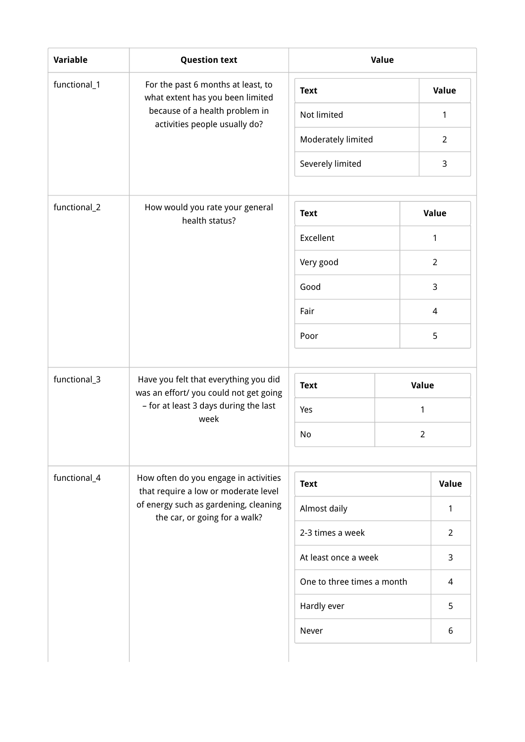| Variable | Question text | Value |
|---|---|---|
| functional_1 | For the past 6 months at least, to what extent has you been limited because of a health problem in activities people usually do? | Text / Value: Not limited = 1; Moderately limited = 2; Severely limited = 3 |
| functional_2 | How would you rate your general health status? | Text / Value: Excellent = 1; Very good = 2; Good = 3; Fair = 4; Poor = 5 |
| functional_3 | Have you felt that everything you did was an effort/ you could not get going – for at least 3 days during the last week | Text / Value: Yes = 1; No = 2 |
| functional_4 | How often do you engage in activities that require a low or moderate level of energy such as gardening, cleaning the car, or going for a walk? | Text / Value: Almost daily = 1; 2-3 times a week = 2; At least once a week = 3; One to three times a month = 4; Hardly ever = 5; Never = 6 |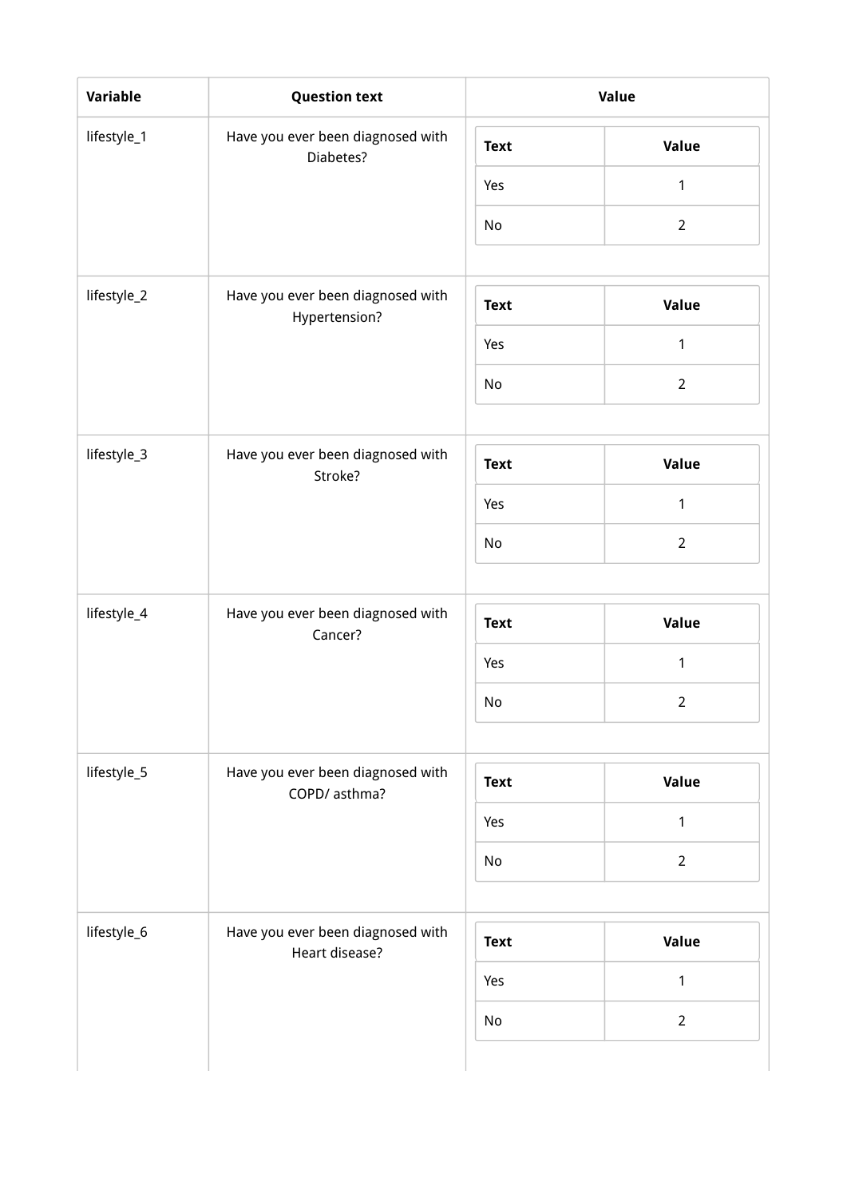| Variable | Question text | Value |
|---|---|---|
| lifestyle_1 | Have you ever been diagnosed with Diabetes? | Text: Yes = 1; No = 2 |
| lifestyle_2 | Have you ever been diagnosed with Hypertension? | Text: Yes = 1; No = 2 |
| lifestyle_3 | Have you ever been diagnosed with Stroke? | Text: Yes = 1; No = 2 |
| lifestyle_4 | Have you ever been diagnosed with Cancer? | Text: Yes = 1; No = 2 |
| lifestyle_5 | Have you ever been diagnosed with COPD/ asthma? | Text: Yes = 1; No = 2 |
| lifestyle_6 | Have you ever been diagnosed with Heart disease? | Text: Yes = 1; No = 2 |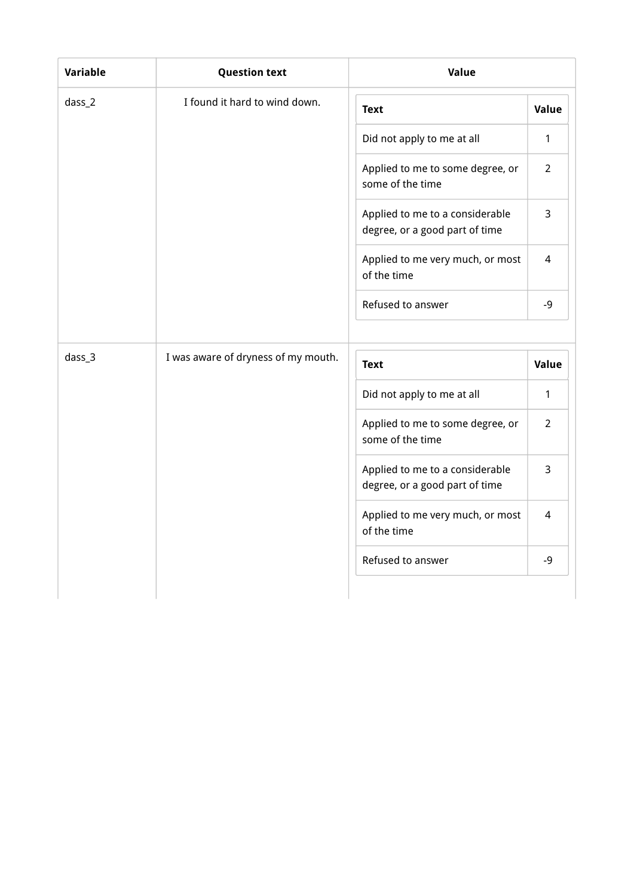| Variable | Question text | Value |
| --- | --- | --- |
| dass_2 | I found it hard to wind down. | Text: Value<br>Did not apply to me at all: 1<br>Applied to me to some degree, or some of the time: 2<br>Applied to me to a considerable degree, or a good part of time: 3<br>Applied to me very much, or most of the time: 4<br>Refused to answer: -9 |
| dass_3 | I was aware of dryness of my mouth. | Text: Value<br>Did not apply to me at all: 1<br>Applied to me to some degree, or some of the time: 2<br>Applied to me to a considerable degree, or a good part of time: 3<br>Applied to me very much, or most of the time: 4<br>Refused to answer: -9 |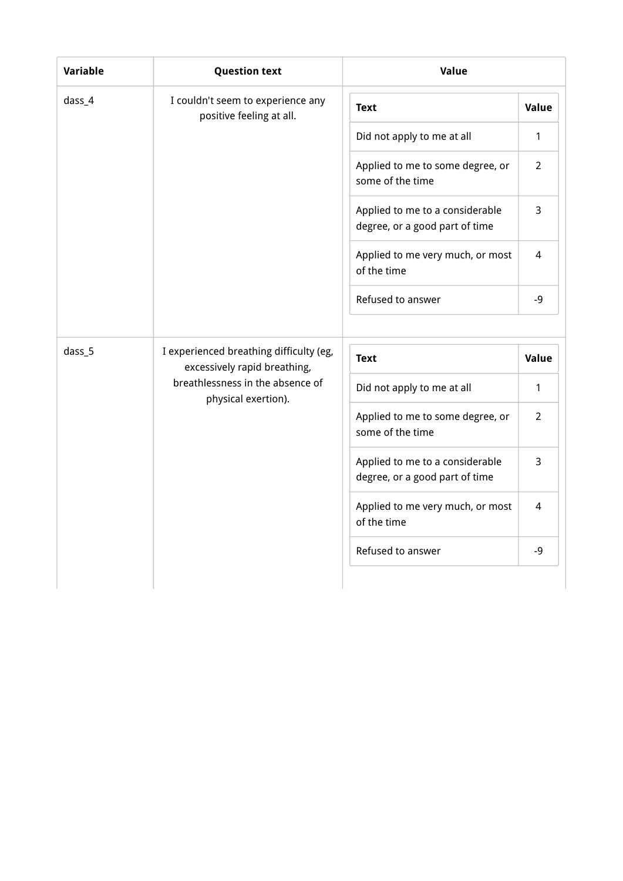| Variable | Question text | Value | |
|---|---|---|---|
| dass_4 | I couldn't seem to experience any positive feeling at all. | **Text** | **Value** |
| | | Did not apply to me at all | 1 |
| | | Applied to me to some degree, or some of the time | 2 |
| | | Applied to me to a considerable degree, or a good part of time | 3 |
| | | Applied to me very much, or most of the time | 4 |
| | | Refused to answer | -9 |
| dass_5 | I experienced breathing difficulty (eg, excessively rapid breathing, breathlessness in the absence of physical exertion). | **Text** | **Value** |
| | | Did not apply to me at all | 1 |
| | | Applied to me to some degree, or some of the time | 2 |
| | | Applied to me to a considerable degree, or a good part of time | 3 |
| | | Applied to me very much, or most of the time | 4 |
| | | Refused to answer | -9 |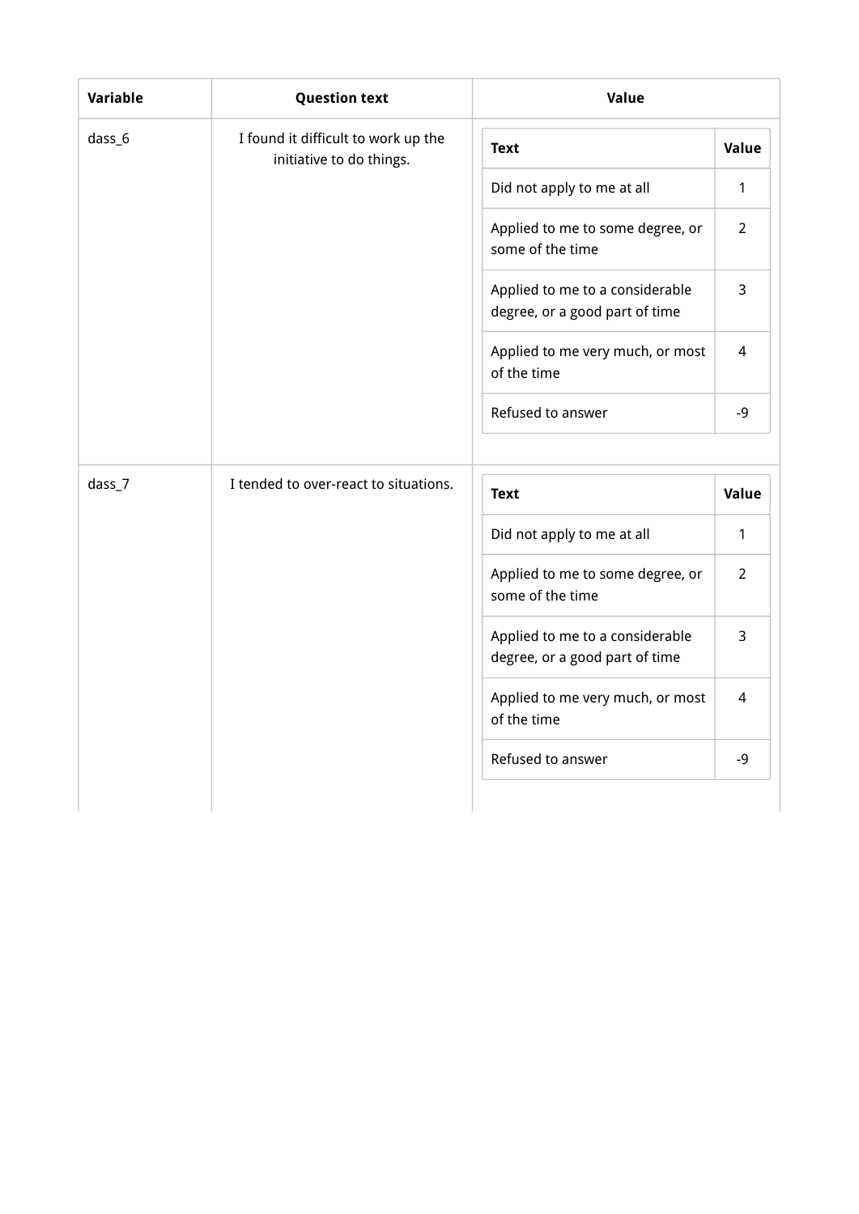| Variable | Question text | Value |
| --- | --- | --- |
| dass_6 | I found it difficult to work up the initiative to do things. | <table><tr><th>Text</th><th>Value</th></tr><tr><td>Did not apply to me at all</td><td>1</td></tr><tr><td>Applied to me to some degree, or some of the time</td><td>2</td></tr><tr><td>Applied to me to a considerable degree, or a good part of time</td><td>3</td></tr><tr><td>Applied to me very much, or most of the time</td><td>4</td></tr><tr><td>Refused to answer</td><td>-9</td></tr></table> |
| dass_7 | I tended to over-react to situations. | <table><tr><th>Text</th><th>Value</th></tr><tr><td>Did not apply to me at all</td><td>1</td></tr><tr><td>Applied to me to some degree, or some of the time</td><td>2</td></tr><tr><td>Applied to me to a considerable degree, or a good part of time</td><td>3</td></tr><tr><td>Applied to me very much, or most of the time</td><td>4</td></tr><tr><td>Refused to answer</td><td>-9</td></tr></table> |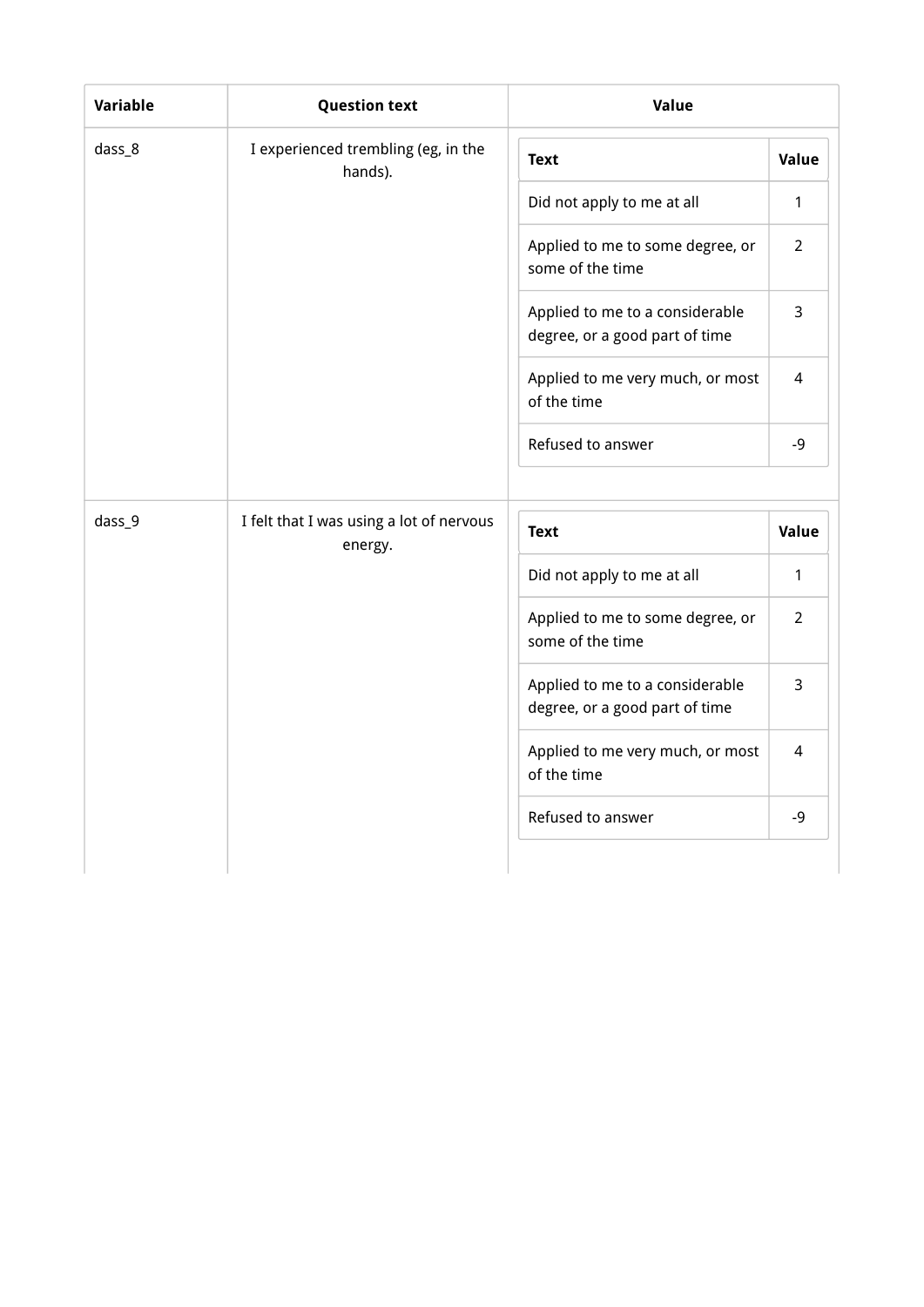| Variable | Question text | Value |
| --- | --- | --- |
| dass_8 | I experienced trembling (eg, in the hands). | <table><tr><th>Text</th><th>Value</th></tr><tr><td>Did not apply to me at all</td><td>1</td></tr><tr><td>Applied to me to some degree, or some of the time</td><td>2</td></tr><tr><td>Applied to me to a considerable degree, or a good part of time</td><td>3</td></tr><tr><td>Applied to me very much, or most of the time</td><td>4</td></tr><tr><td>Refused to answer</td><td>-9</td></tr></table> |
| dass_9 | I felt that I was using a lot of nervous energy. | <table><tr><th>Text</th><th>Value</th></tr><tr><td>Did not apply to me at all</td><td>1</td></tr><tr><td>Applied to me to some degree, or some of the time</td><td>2</td></tr><tr><td>Applied to me to a considerable degree, or a good part of time</td><td>3</td></tr><tr><td>Applied to me very much, or most of the time</td><td>4</td></tr><tr><td>Refused to answer</td><td>-9</td></tr></table> |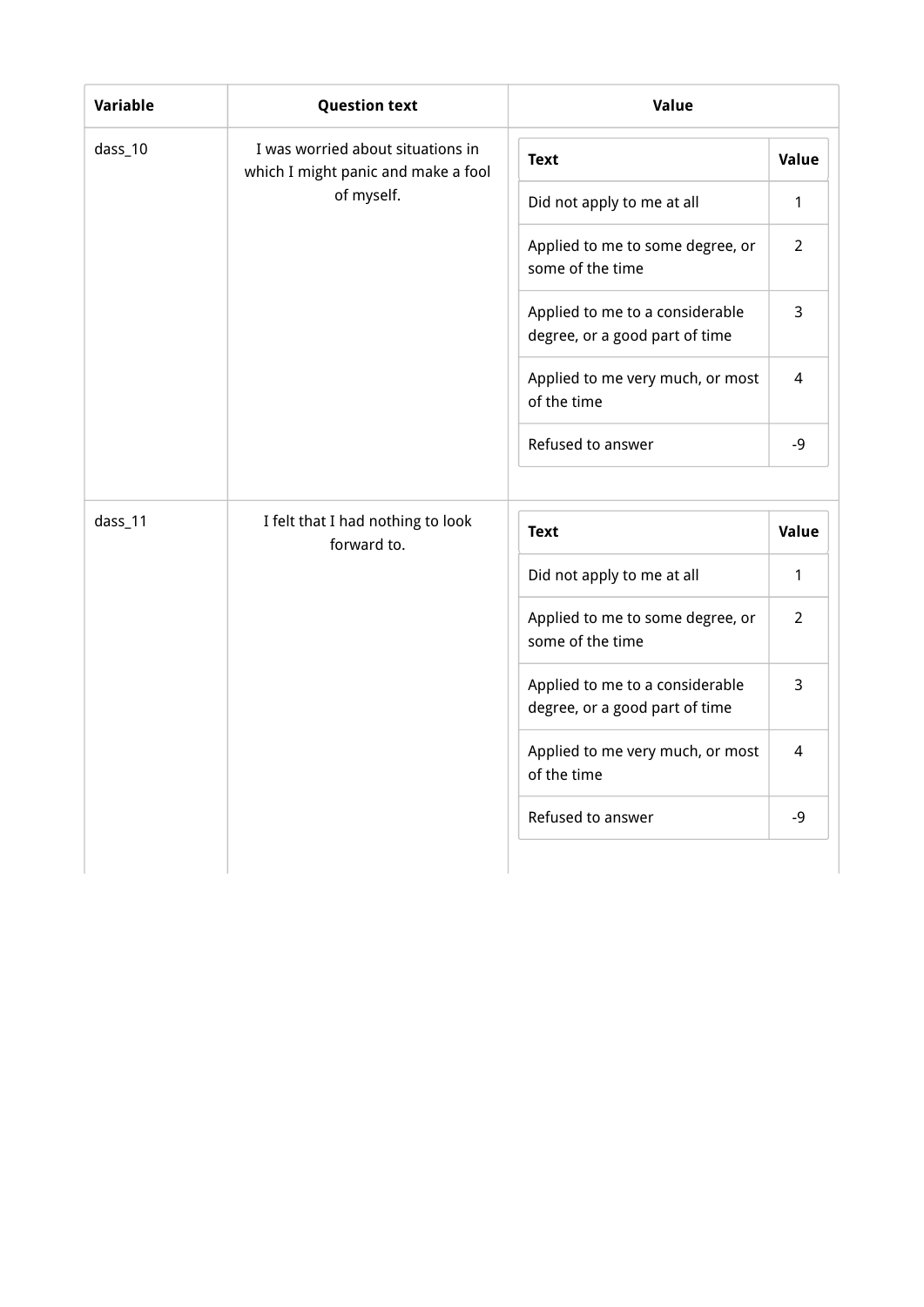| Variable | Question text | Value | |
|---|---|---|---|
| dass_10 | I was worried about situations in which I might panic and make a fool of myself. | **Text** | **Value** |
| | | Did not apply to me at all | 1 |
| | | Applied to me to some degree, or some of the time | 2 |
| | | Applied to me to a considerable degree, or a good part of time | 3 |
| | | Applied to me very much, or most of the time | 4 |
| | | Refused to answer | -9 |
| dass_11 | I felt that I had nothing to look forward to. | **Text** | **Value** |
| | | Did not apply to me at all | 1 |
| | | Applied to me to some degree, or some of the time | 2 |
| | | Applied to me to a considerable degree, or a good part of time | 3 |
| | | Applied to me very much, or most of the time | 4 |
| | | Refused to answer | -9 |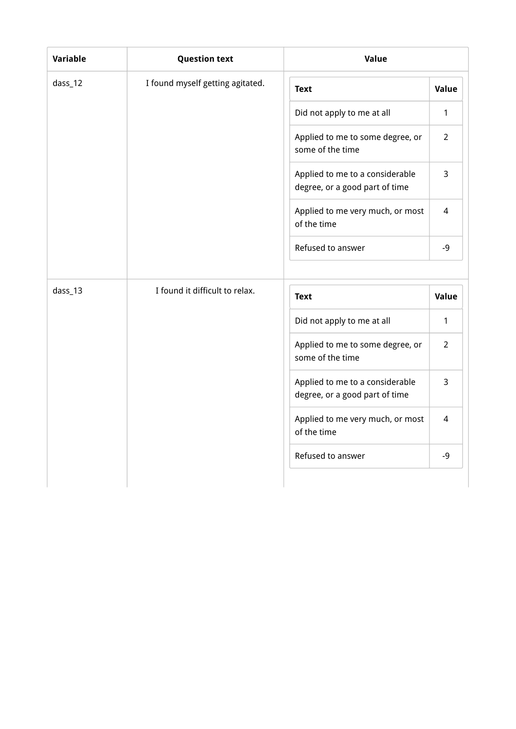| Variable | Question text | Value |
| --- | --- | --- |
| dass_12 | I found myself getting agitated. | |

| Text | Value |
| --- | --- |
| Did not apply to me at all | 1 |
| Applied to me to some degree, or some of the time | 2 |
| Applied to me to a considerable degree, or a good part of time | 3 |
| Applied to me very much, or most of the time | 4 |
| Refused to answer | -9 |

| Variable | Question text | Value |
| --- | --- | --- |
| dass_13 | I found it difficult to relax. | |

| Text | Value |
| --- | --- |
| Did not apply to me at all | 1 |
| Applied to me to some degree, or some of the time | 2 |
| Applied to me to a considerable degree, or a good part of time | 3 |
| Applied to me very much, or most of the time | 4 |
| Refused to answer | -9 |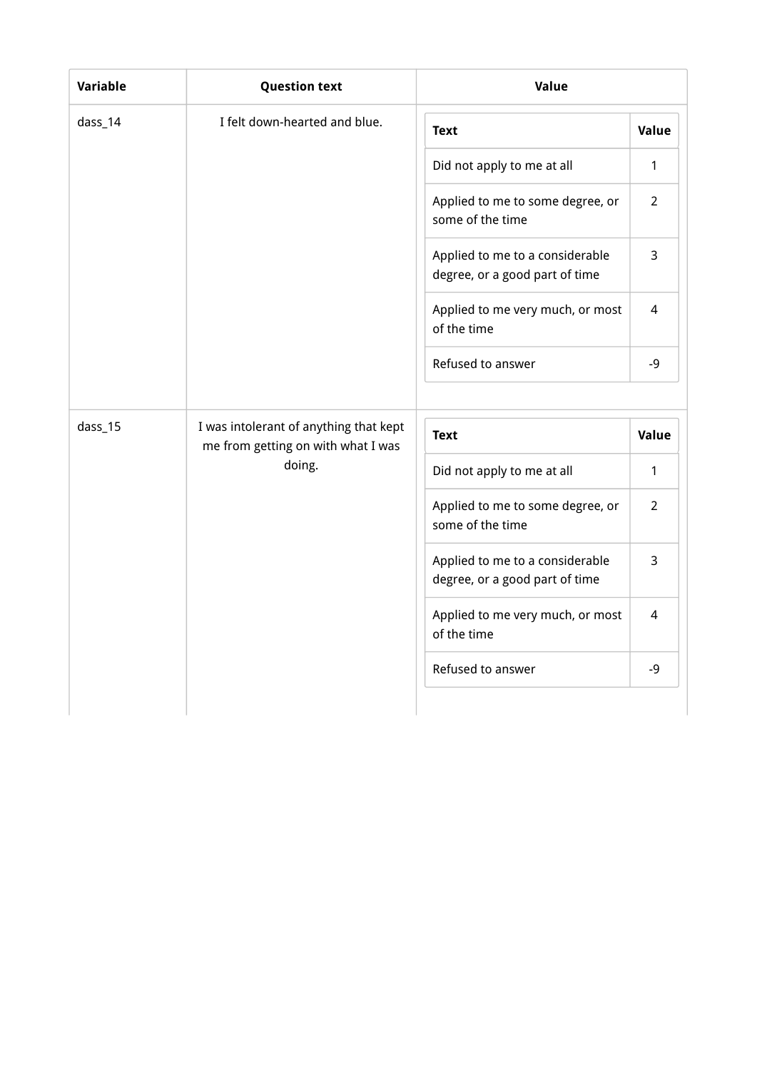| Variable | Question text | Value |
|---|---|---|
| dass_14 | I felt down-hearted and blue. | <table><tr><th>Text</th><th>Value</th></tr><tr><td>Did not apply to me at all</td><td>1</td></tr><tr><td>Applied to me to some degree, or some of the time</td><td>2</td></tr><tr><td>Applied to me to a considerable degree, or a good part of time</td><td>3</td></tr><tr><td>Applied to me very much, or most of the time</td><td>4</td></tr><tr><td>Refused to answer</td><td>-9</td></tr></table> |
| dass_15 | I was intolerant of anything that kept me from getting on with what I was doing. | <table><tr><th>Text</th><th>Value</th></tr><tr><td>Did not apply to me at all</td><td>1</td></tr><tr><td>Applied to me to some degree, or some of the time</td><td>2</td></tr><tr><td>Applied to me to a considerable degree, or a good part of time</td><td>3</td></tr><tr><td>Applied to me very much, or most of the time</td><td>4</td></tr><tr><td>Refused to answer</td><td>-9</td></tr></table> |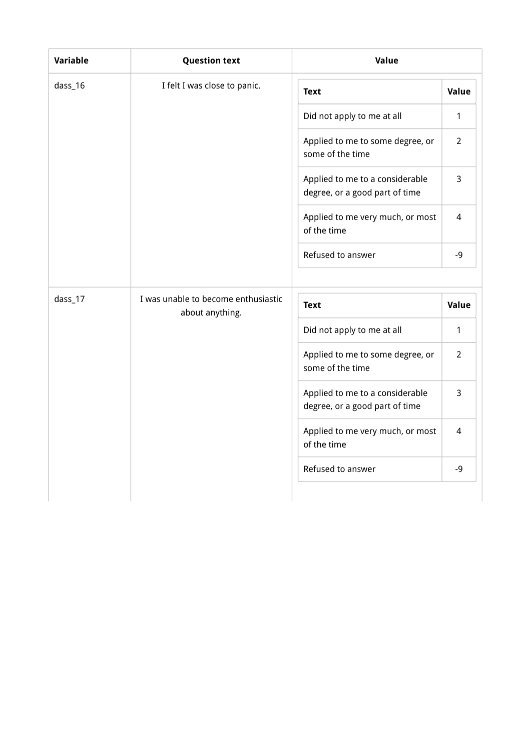| Variable | Question text | Value |
| --- | --- | --- |
| dass_16 | I felt I was close to panic. | Text: Did not apply to me at all = 1; Applied to me to some degree, or some of the time = 2; Applied to me to a considerable degree, or a good part of time = 3; Applied to me very much, or most of the time = 4; Refused to answer = -9 |
| dass_17 | I was unable to become enthusiastic about anything. | Text: Did not apply to me at all = 1; Applied to me to some degree, or some of the time = 2; Applied to me to a considerable degree, or a good part of time = 3; Applied to me very much, or most of the time = 4; Refused to answer = -9 |

**dass_16**

| Text | Value |
| --- | --- |
| Did not apply to me at all | 1 |
| Applied to me to some degree, or some of the time | 2 |
| Applied to me to a considerable degree, or a good part of time | 3 |
| Applied to me very much, or most of the time | 4 |
| Refused to answer | -9 |

**dass_17**

| Text | Value |
| --- | --- |
| Did not apply to me at all | 1 |
| Applied to me to some degree, or some of the time | 2 |
| Applied to me to a considerable degree, or a good part of time | 3 |
| Applied to me very much, or most of the time | 4 |
| Refused to answer | -9 |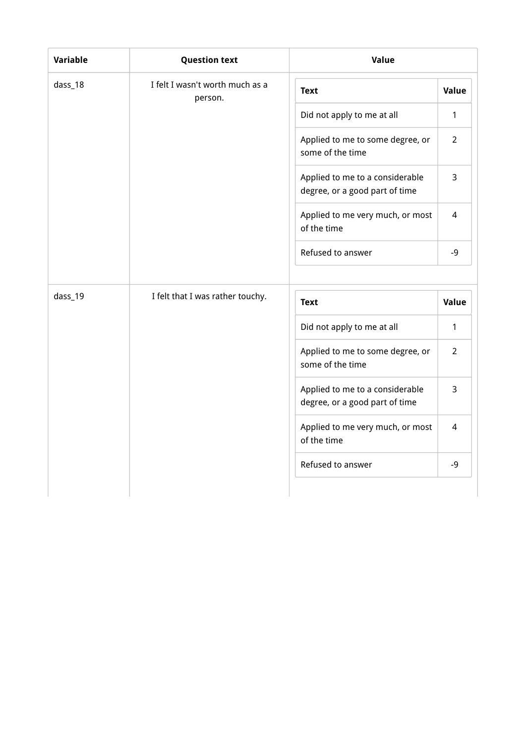| Variable | Question text | Value | |
|---|---|---|---|
| dass_18 | I felt I wasn't worth much as a person. | **Text** | **Value** |
| | | Did not apply to me at all | 1 |
| | | Applied to me to some degree, or some of the time | 2 |
| | | Applied to me to a considerable degree, or a good part of time | 3 |
| | | Applied to me very much, or most of the time | 4 |
| | | Refused to answer | -9 |
| dass_19 | I felt that I was rather touchy. | **Text** | **Value** |
| | | Did not apply to me at all | 1 |
| | | Applied to me to some degree, or some of the time | 2 |
| | | Applied to me to a considerable degree, or a good part of time | 3 |
| | | Applied to me very much, or most of the time | 4 |
| | | Refused to answer | -9 |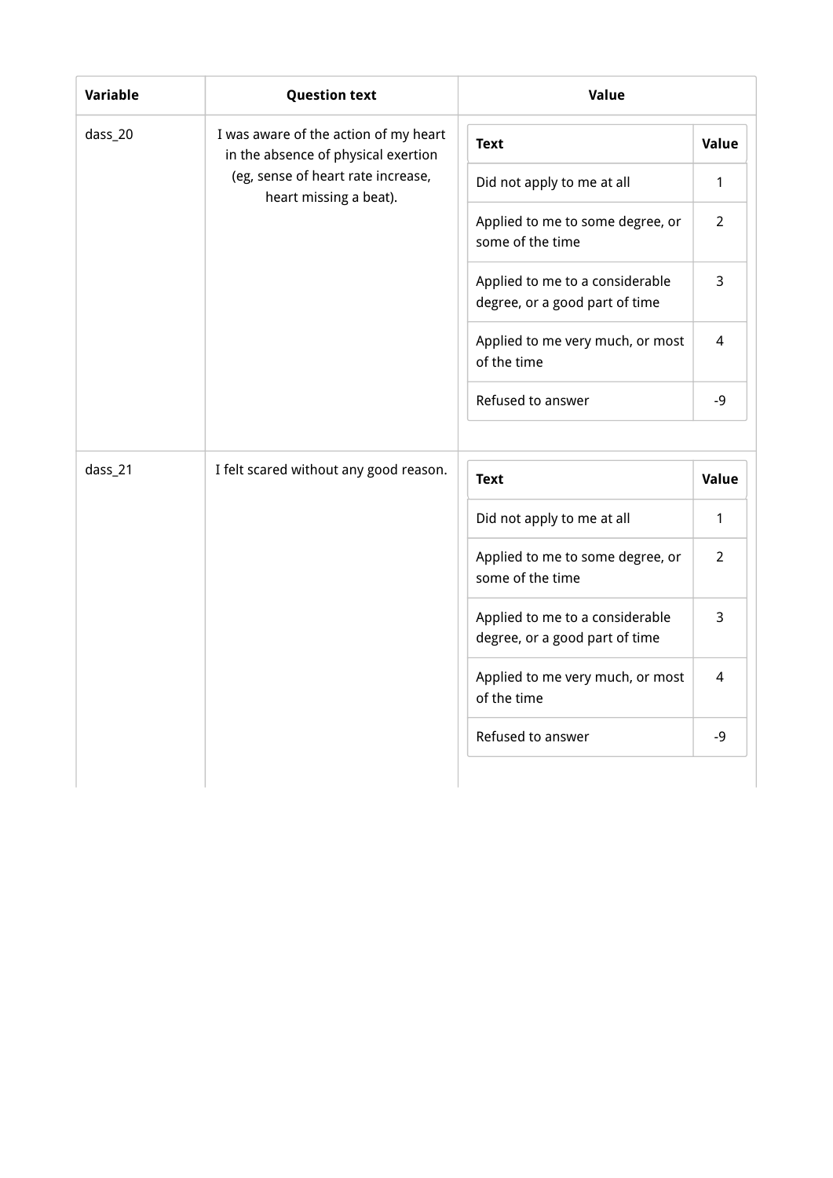| Variable | Question text | Value | |
|---|---|---|---|
| dass_20 | I was aware of the action of my heart in the absence of physical exertion (eg, sense of heart rate increase, heart missing a beat). | **Text** | **Value** |
| | | Did not apply to me at all | 1 |
| | | Applied to me to some degree, or some of the time | 2 |
| | | Applied to me to a considerable degree, or a good part of time | 3 |
| | | Applied to me very much, or most of the time | 4 |
| | | Refused to answer | -9 |
| dass_21 | I felt scared without any good reason. | **Text** | **Value** |
| | | Did not apply to me at all | 1 |
| | | Applied to me to some degree, or some of the time | 2 |
| | | Applied to me to a considerable degree, or a good part of time | 3 |
| | | Applied to me very much, or most of the time | 4 |
| | | Refused to answer | -9 |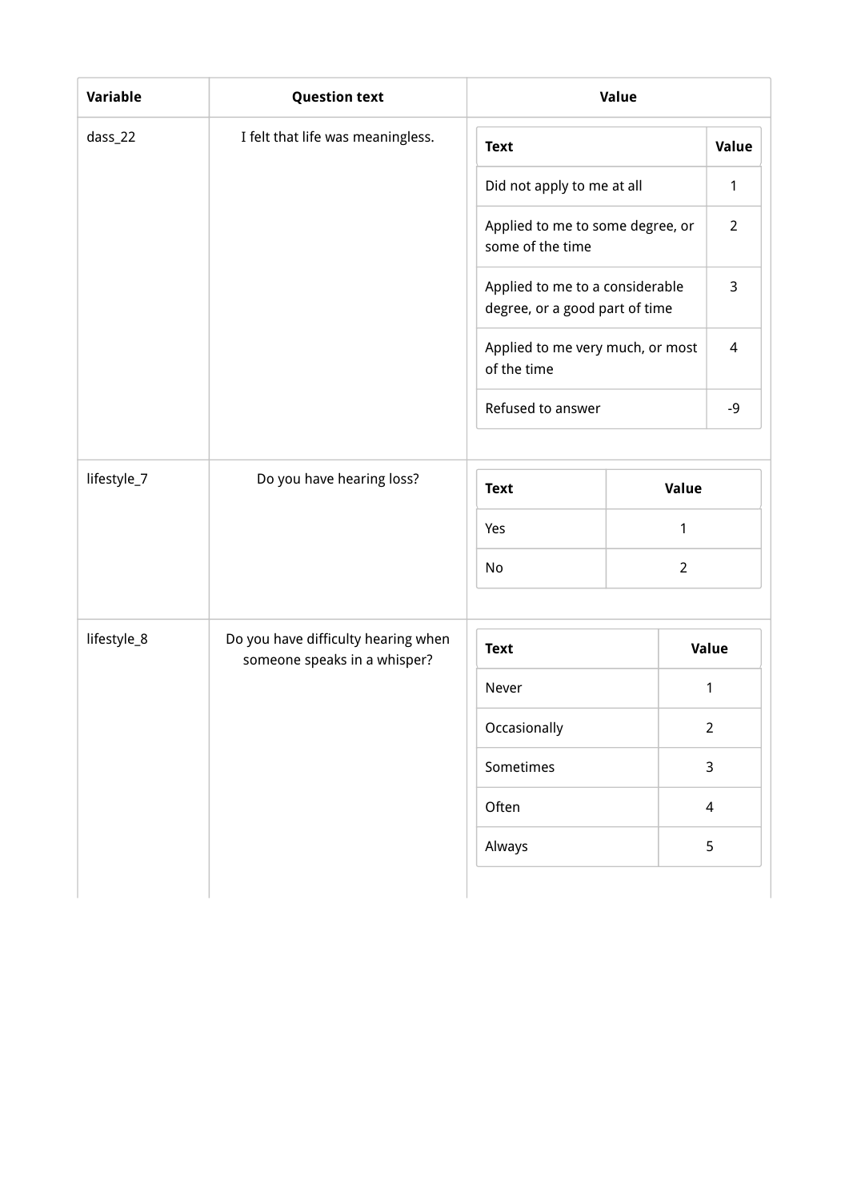<table>
<thead>
<tr><th>Variable</th><th>Question text</th><th>Value</th></tr>
</thead>
<tbody>
<tr><td>dass_22</td><td>I felt that life was meaningless.</td><td>

| Text | Value |
| --- | --- |
| Did not apply to me at all | 1 |
| Applied to me to some degree, or some of the time | 2 |
| Applied to me to a considerable degree, or a good part of time | 3 |
| Applied to me very much, or most of the time | 4 |
| Refused to answer | -9 |

</td></tr>
<tr><td>lifestyle_7</td><td>Do you have hearing loss?</td><td>

| Text | Value |
| --- | --- |
| Yes | 1 |
| No | 2 |

</td></tr>
<tr><td>lifestyle_8</td><td>Do you have difficulty hearing when someone speaks in a whisper?</td><td>

| Text | Value |
| --- | --- |
| Never | 1 |
| Occasionally | 2 |
| Sometimes | 3 |
| Often | 4 |
| Always | 5 |

</td></tr>
</tbody>
</table>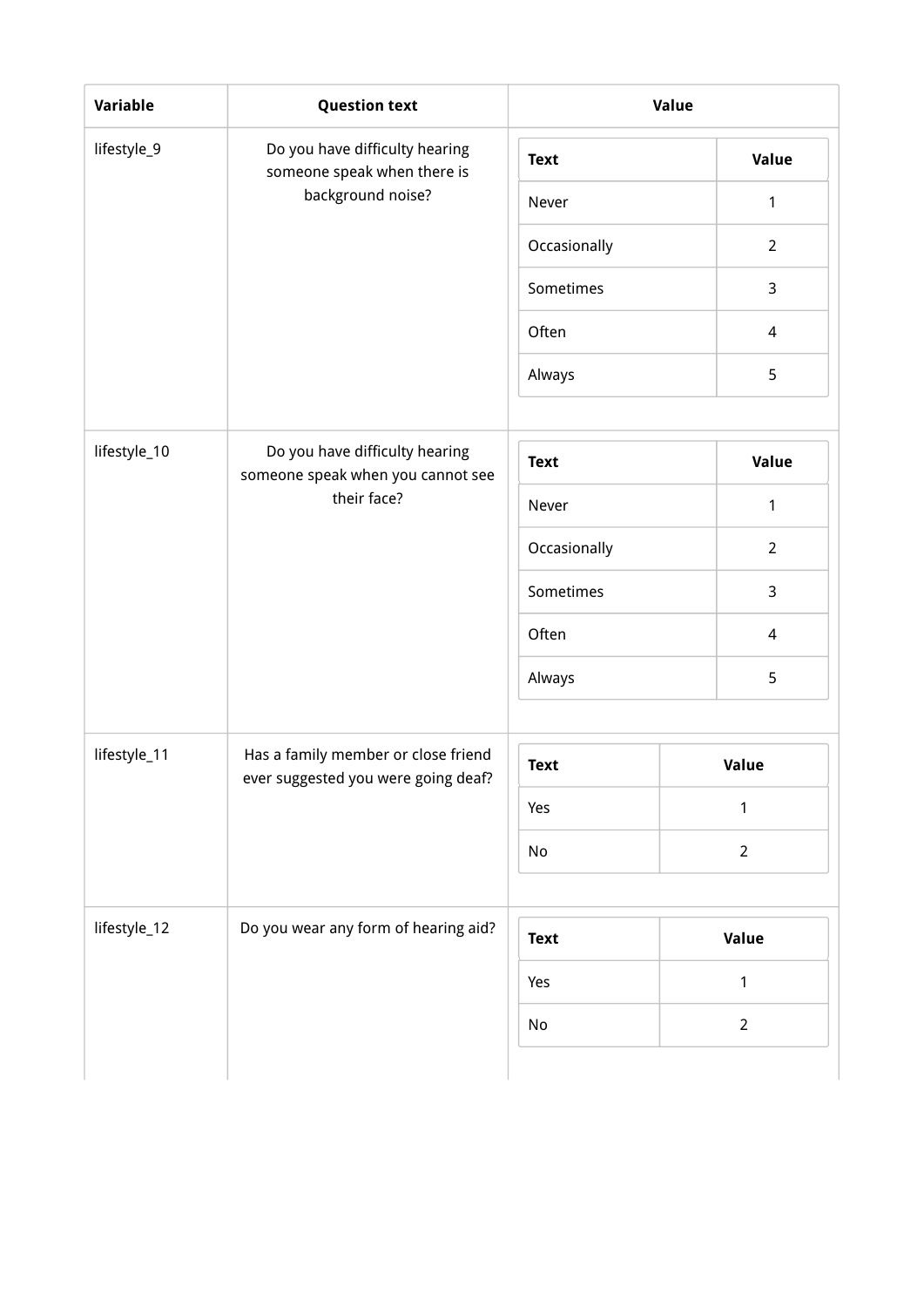| Variable | Question text | Value | |
|---|---|---|---|
| lifestyle_9 | Do you have difficulty hearing someone speak when there is background noise? | **Text** | **Value** |
| | | Never | 1 |
| | | Occasionally | 2 |
| | | Sometimes | 3 |
| | | Often | 4 |
| | | Always | 5 |
| lifestyle_10 | Do you have difficulty hearing someone speak when you cannot see their face? | **Text** | **Value** |
| | | Never | 1 |
| | | Occasionally | 2 |
| | | Sometimes | 3 |
| | | Often | 4 |
| | | Always | 5 |
| lifestyle_11 | Has a family member or close friend ever suggested you were going deaf? | **Text** | **Value** |
| | | Yes | 1 |
| | | No | 2 |
| lifestyle_12 | Do you wear any form of hearing aid? | **Text** | **Value** |
| | | Yes | 1 |
| | | No | 2 |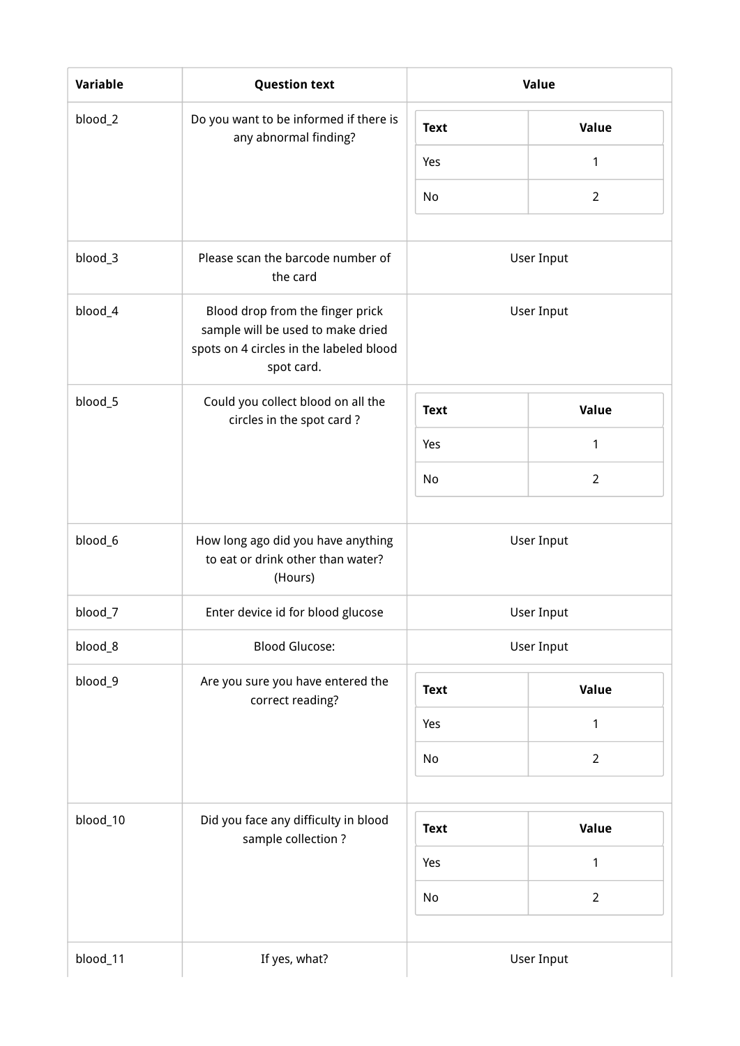| Variable | Question text | Value |
| --- | --- | --- |
| blood_2 | Do you want to be informed if there is any abnormal finding? | Text / Value: Yes = 1; No = 2 |
| blood_3 | Please scan the barcode number of the card | User Input |
| blood_4 | Blood drop from the finger prick sample will be used to make dried spots on 4 circles in the labeled blood spot card. | User Input |
| blood_5 | Could you collect blood on all the circles in the spot card ? | Text / Value: Yes = 1; No = 2 |
| blood_6 | How long ago did you have anything to eat or drink other than water? (Hours) | User Input |
| blood_7 | Enter device id for blood glucose | User Input |
| blood_8 | Blood Glucose: | User Input |
| blood_9 | Are you sure you have entered the correct reading? | Text / Value: Yes = 1; No = 2 |
| blood_10 | Did you face any difficulty in blood sample collection ? | Text / Value: Yes = 1; No = 2 |
| blood_11 | If yes, what? | User Input |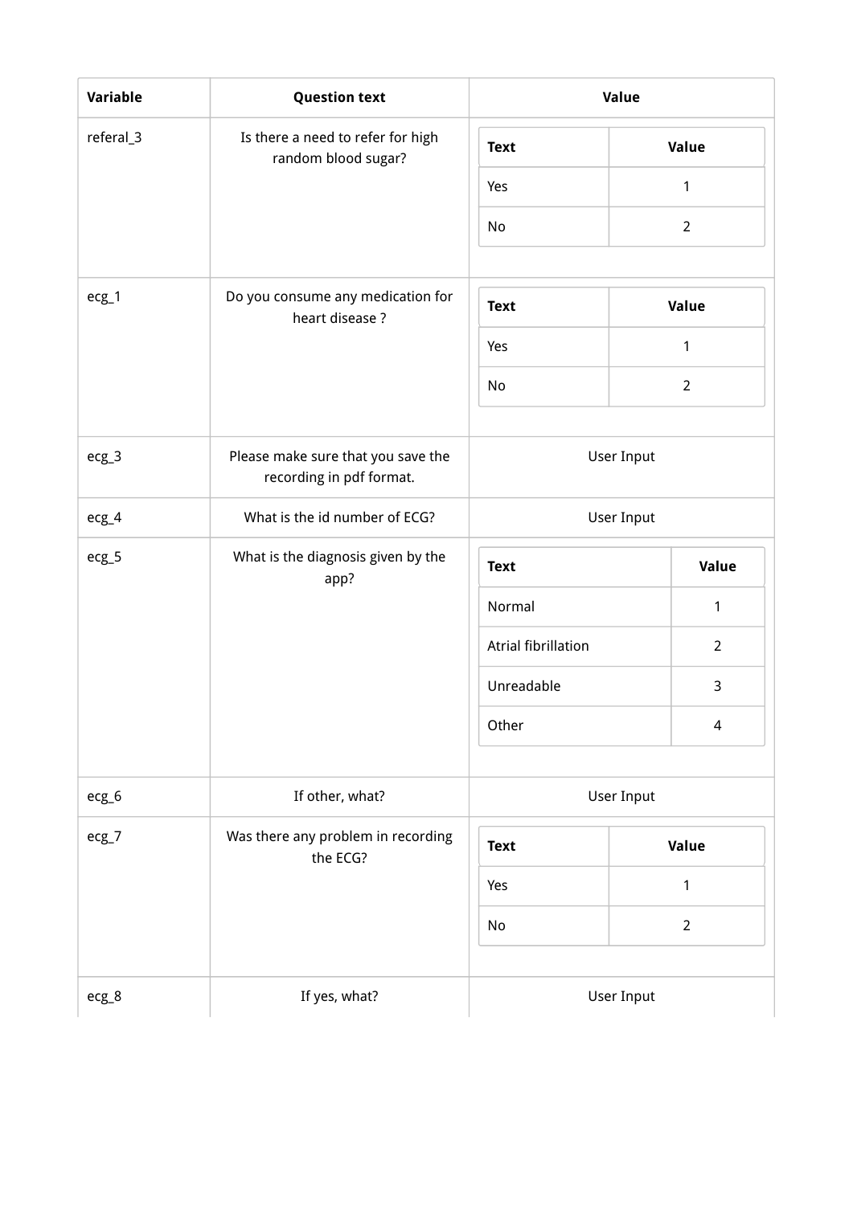| Variable | Question text | Value |
|---|---|---|
| referal_3 | Is there a need to refer for high random blood sugar? | Text: Yes = 1; No = 2 |
| ecg_1 | Do you consume any medication for heart disease ? | Text: Yes = 1; No = 2 |
| ecg_3 | Please make sure that you save the recording in pdf format. | User Input |
| ecg_4 | What is the id number of ECG? | User Input |
| ecg_5 | What is the diagnosis given by the app? | Text: Normal = 1; Atrial fibrillation = 2; Unreadable = 3; Other = 4 |
| ecg_6 | If other, what? | User Input |
| ecg_7 | Was there any problem in recording the ECG? | Text: Yes = 1; No = 2 |
| ecg_8 | If yes, what? | User Input |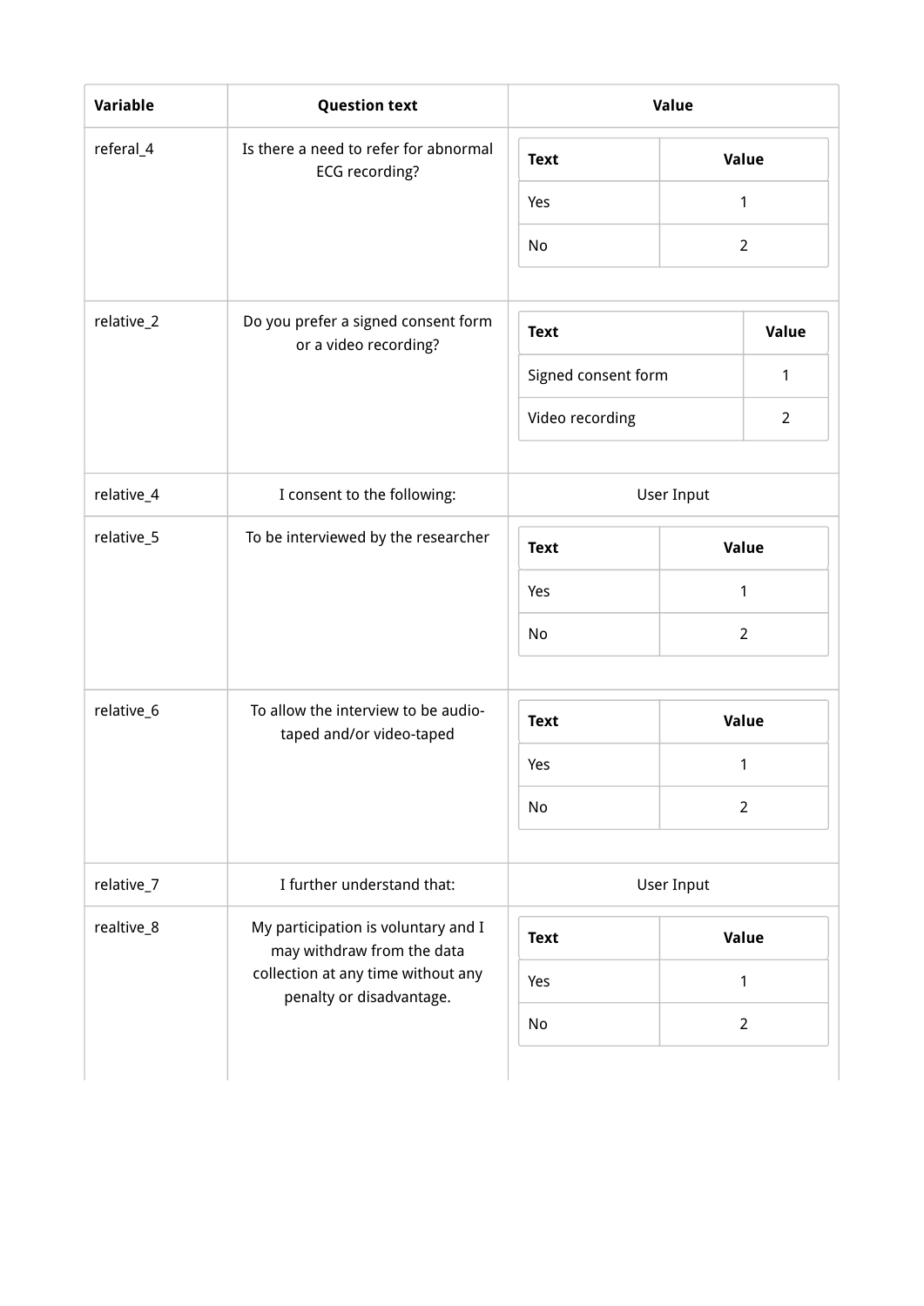| Variable | Question text | Value |
| --- | --- | --- |
| referal_4 | Is there a need to refer for abnormal ECG recording? | Text: Yes = 1; No = 2 |
| relative_2 | Do you prefer a signed consent form or a video recording? | Text: Signed consent form = 1; Video recording = 2 |
| relative_4 | I consent to the following: | User Input |
| relative_5 | To be interviewed by the researcher | Text: Yes = 1; No = 2 |
| relative_6 | To allow the interview to be audio-taped and/or video-taped | Text: Yes = 1; No = 2 |
| relative_7 | I further understand that: | User Input |
| realtive_8 | My participation is voluntary and I may withdraw from the data collection at any time without any penalty or disadvantage. | Text: Yes = 1; No = 2 |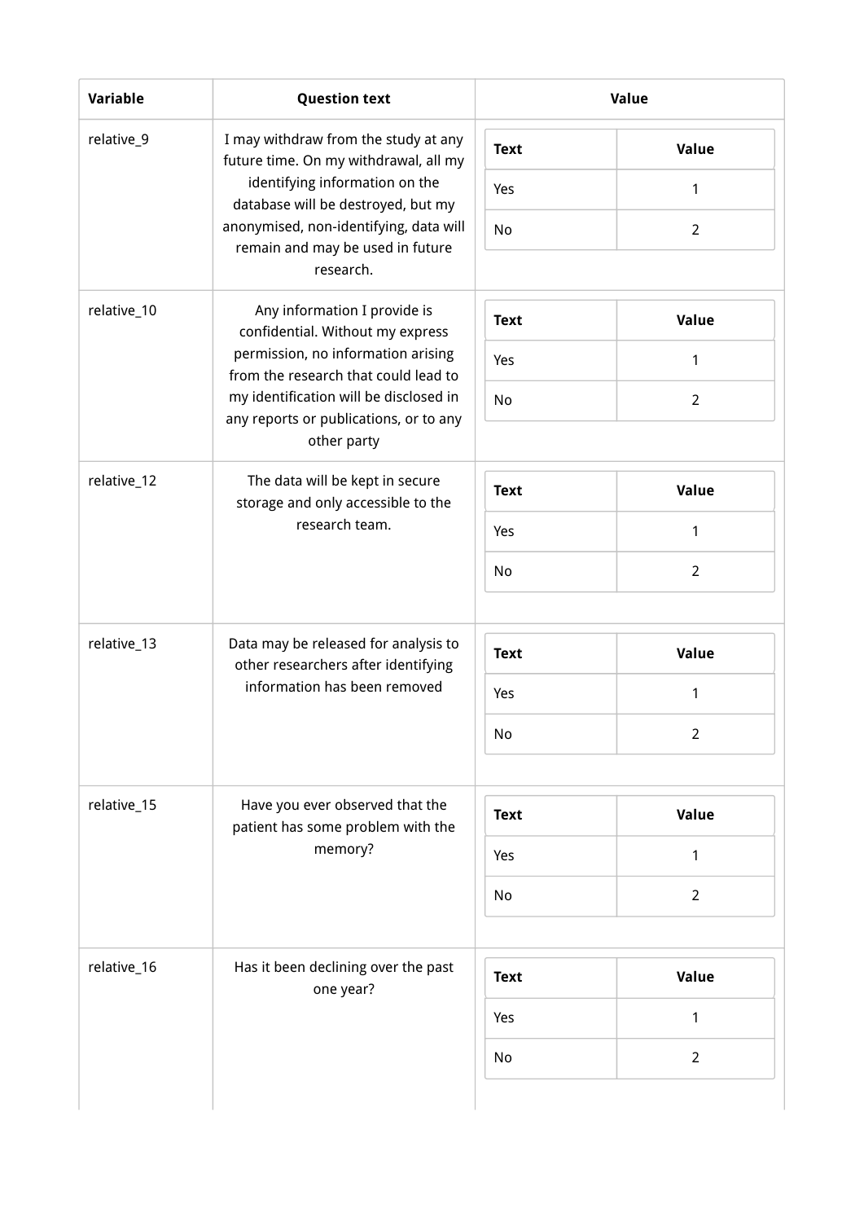| Variable | Question text | Value |
| --- | --- | --- |
| relative_9 | I may withdraw from the study at any future time. On my withdrawal, all my identifying information on the database will be destroyed, but my anonymised, non-identifying, data will remain and may be used in future research. | **Text** / **Value**<br>Yes / 1<br>No / 2 |
| relative_10 | Any information I provide is confidential. Without my express permission, no information arising from the research that could lead to my identification will be disclosed in any reports or publications, or to any other party | **Text** / **Value**<br>Yes / 1<br>No / 2 |
| relative_12 | The data will be kept in secure storage and only accessible to the research team. | **Text** / **Value**<br>Yes / 1<br>No / 2 |
| relative_13 | Data may be released for analysis to other researchers after identifying information has been removed | **Text** / **Value**<br>Yes / 1<br>No / 2 |
| relative_15 | Have you ever observed that the patient has some problem with the memory? | **Text** / **Value**<br>Yes / 1<br>No / 2 |
| relative_16 | Has it been declining over the past one year? | **Text** / **Value**<br>Yes / 1<br>No / 2 |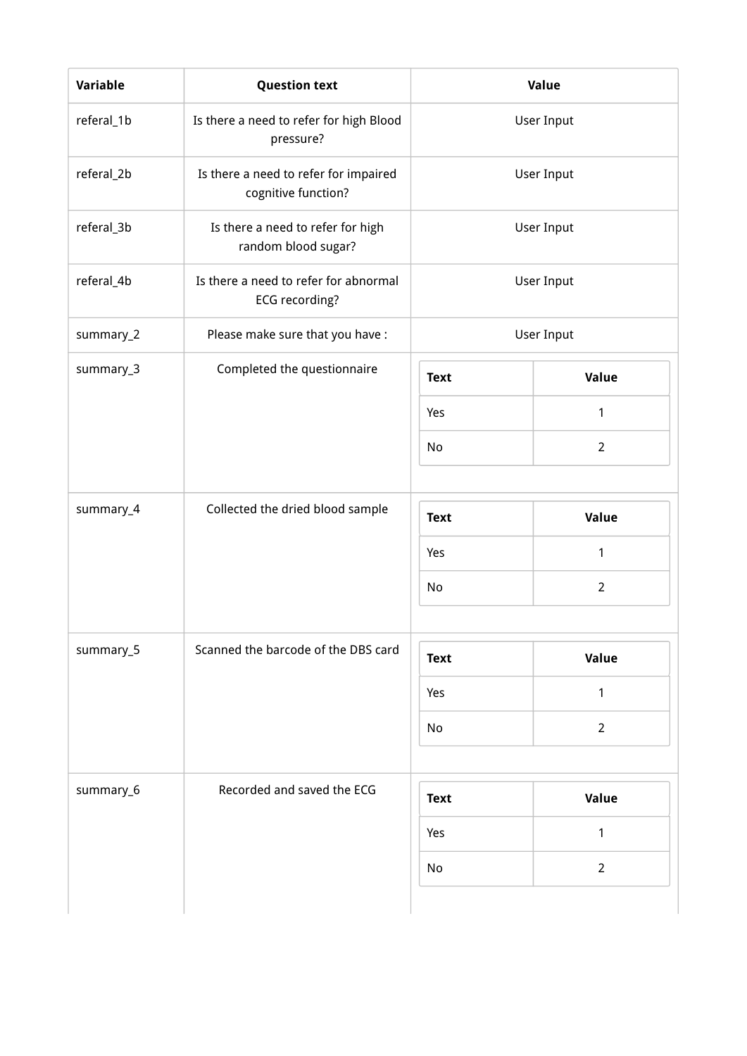| Variable | Question text | Value |
| --- | --- | --- |
| referal_1b | Is there a need to refer for high Blood pressure? | User Input |
| referal_2b | Is there a need to refer for impaired cognitive function? | User Input |
| referal_3b | Is there a need to refer for high random blood sugar? | User Input |
| referal_4b | Is there a need to refer for abnormal ECG recording? | User Input |
| summary_2 | Please make sure that you have : | User Input |
| summary_3 | Completed the questionnaire | Text: Yes = 1; No = 2 |
| summary_4 | Collected the dried blood sample | Text: Yes = 1; No = 2 |
| summary_5 | Scanned the barcode of the DBS card | Text: Yes = 1; No = 2 |
| summary_6 | Recorded and saved the ECG | Text: Yes = 1; No = 2 |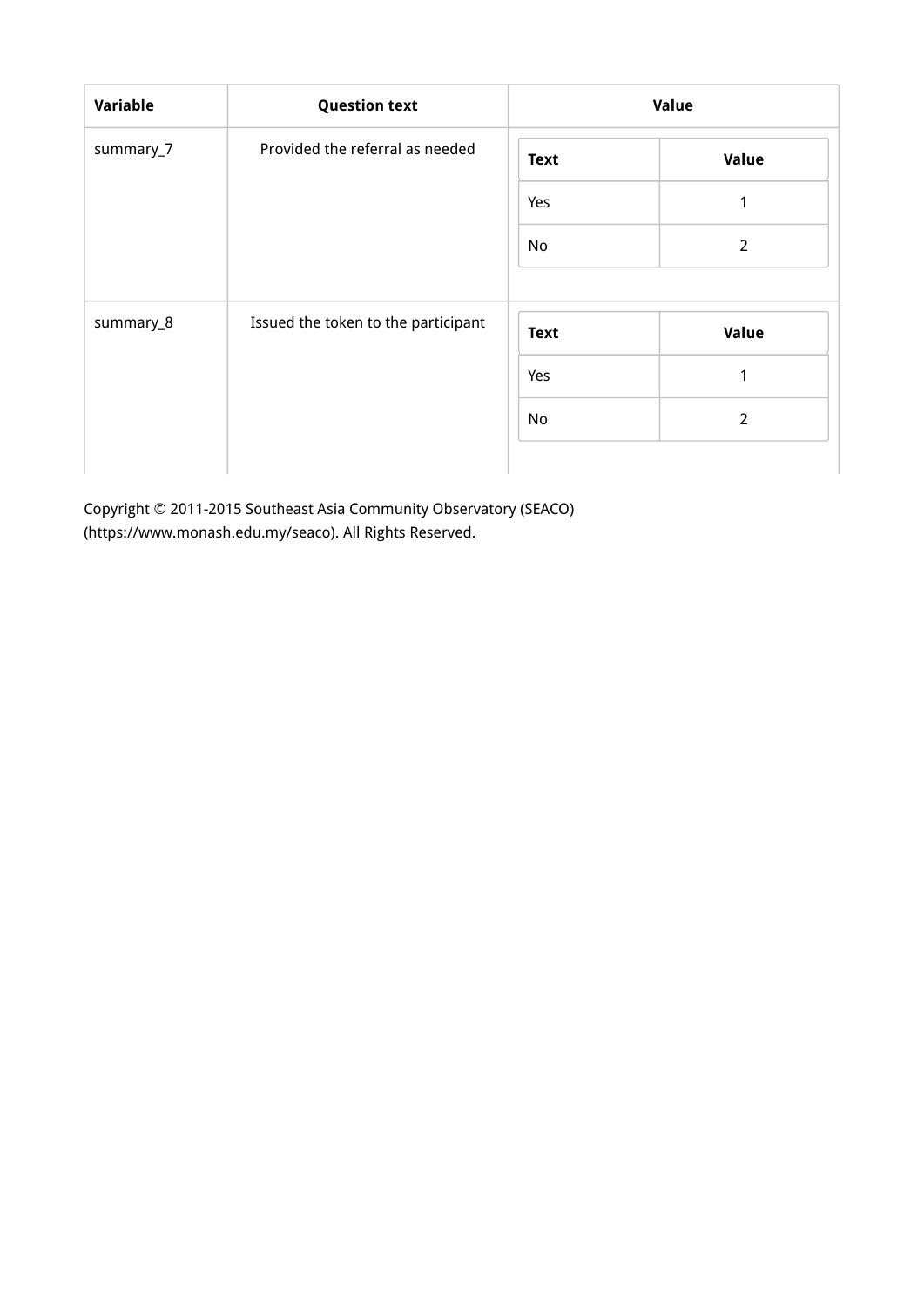| Variable | Question text | Value |
| --- | --- | --- |
| summary_7 | Provided the referral as needed | Text: Yes = 1; No = 2 |
| summary_8 | Issued the token to the participant | Text: Yes = 1; No = 2 |

Copyright © 2011-2015 Southeast Asia Community Observatory (SEACO) (https://www.monash.edu.my/seaco). All Rights Reserved.